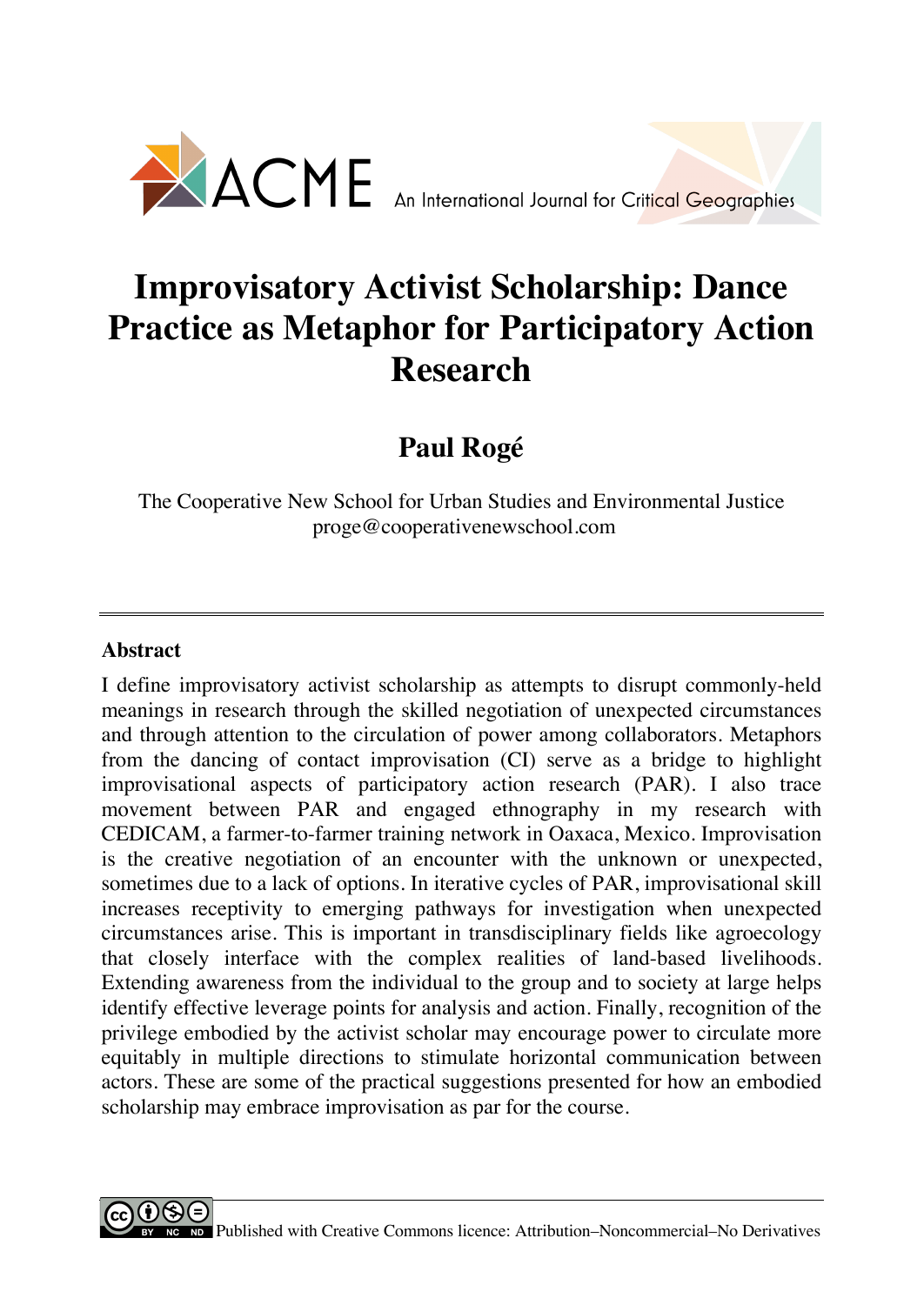ACME An International Journal for Critical Geographies

# Improvisatory Activist Scholarship: Dance Practice as Metaphor for Participatory Action Research

## Paul Rogé

The Cooperative New School for Urban Studies and Environmental Justice
proge@cooperativenewschool.com

---

### Abstract

I define improvisatory activist scholarship as attempts to disrupt commonly-held meanings in research through the skilled negotiation of unexpected circumstances and through attention to the circulation of power among collaborators. Metaphors from the dancing of contact improvisation (CI) serve as a bridge to highlight improvisational aspects of participatory action research (PAR). I also trace movement between PAR and engaged ethnography in my research with CEDICAM, a farmer-to-farmer training network in Oaxaca, Mexico. Improvisation is the creative negotiation of an encounter with the unknown or unexpected, sometimes due to a lack of options. In iterative cycles of PAR, improvisational skill increases receptivity to emerging pathways for investigation when unexpected circumstances arise. This is important in transdisciplinary fields like agroecology that closely interface with the complex realities of land-based livelihoods. Extending awareness from the individual to the group and to society at large helps identify effective leverage points for analysis and action. Finally, recognition of the privilege embodied by the activist scholar may encourage power to circulate more equitably in multiple directions to stimulate horizontal communication between actors. These are some of the practical suggestions presented for how an embodied scholarship may embrace improvisation as par for the course.

Published with Creative Commons licence: Attribution–Noncommercial–No Derivatives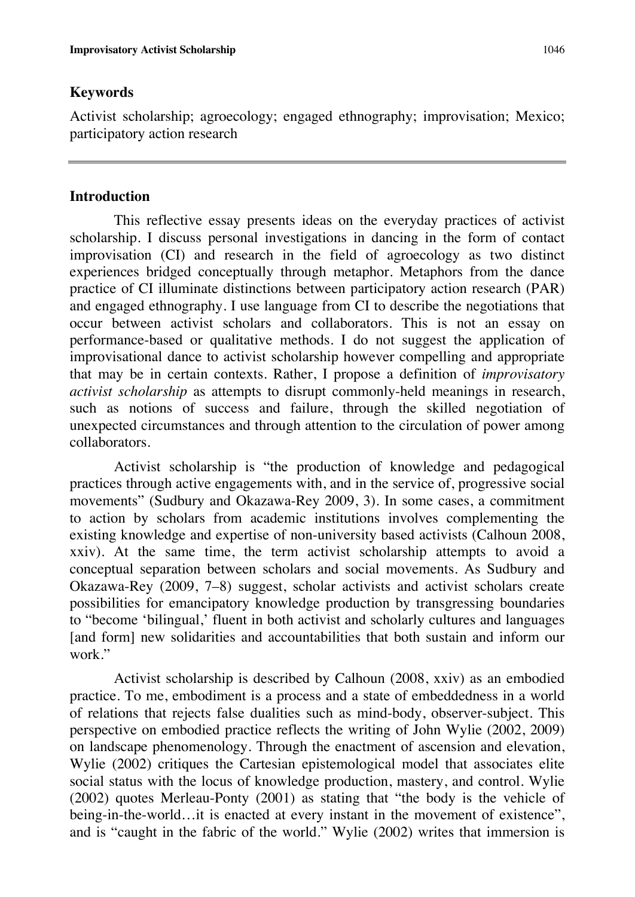## Keywords

Activist scholarship; agroecology; engaged ethnography; improvisation; Mexico; participatory action research

---

## Introduction

This reflective essay presents ideas on the everyday practices of activist scholarship. I discuss personal investigations in dancing in the form of contact improvisation (CI) and research in the field of agroecology as two distinct experiences bridged conceptually through metaphor. Metaphors from the dance practice of CI illuminate distinctions between participatory action research (PAR) and engaged ethnography. I use language from CI to describe the negotiations that occur between activist scholars and collaborators. This is not an essay on performance-based or qualitative methods. I do not suggest the application of improvisational dance to activist scholarship however compelling and appropriate that may be in certain contexts. Rather, I propose a definition of *improvisatory activist scholarship* as attempts to disrupt commonly-held meanings in research, such as notions of success and failure, through the skilled negotiation of unexpected circumstances and through attention to the circulation of power among collaborators.

Activist scholarship is "the production of knowledge and pedagogical practices through active engagements with, and in the service of, progressive social movements" (Sudbury and Okazawa-Rey 2009, 3). In some cases, a commitment to action by scholars from academic institutions involves complementing the existing knowledge and expertise of non-university based activists (Calhoun 2008, xxiv). At the same time, the term activist scholarship attempts to avoid a conceptual separation between scholars and social movements. As Sudbury and Okazawa-Rey (2009, 7–8) suggest, scholar activists and activist scholars create possibilities for emancipatory knowledge production by transgressing boundaries to "become 'bilingual,' fluent in both activist and scholarly cultures and languages [and form] new solidarities and accountabilities that both sustain and inform our work."

Activist scholarship is described by Calhoun (2008, xxiv) as an embodied practice. To me, embodiment is a process and a state of embeddedness in a world of relations that rejects false dualities such as mind-body, observer-subject. This perspective on embodied practice reflects the writing of John Wylie (2002, 2009) on landscape phenomenology. Through the enactment of ascension and elevation, Wylie (2002) critiques the Cartesian epistemological model that associates elite social status with the locus of knowledge production, mastery, and control. Wylie (2002) quotes Merleau-Ponty (2001) as stating that "the body is the vehicle of being-in-the-world…it is enacted at every instant in the movement of existence", and is "caught in the fabric of the world." Wylie (2002) writes that immersion is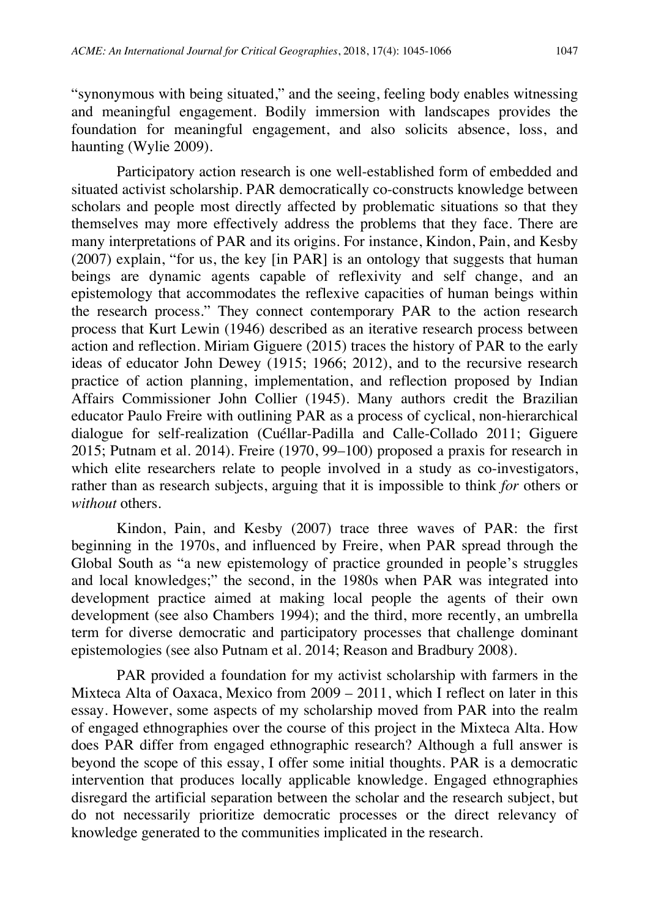"synonymous with being situated," and the seeing, feeling body enables witnessing and meaningful engagement. Bodily immersion with landscapes provides the foundation for meaningful engagement, and also solicits absence, loss, and haunting (Wylie 2009).

Participatory action research is one well-established form of embedded and situated activist scholarship. PAR democratically co-constructs knowledge between scholars and people most directly affected by problematic situations so that they themselves may more effectively address the problems that they face. There are many interpretations of PAR and its origins. For instance, Kindon, Pain, and Kesby (2007) explain, "for us, the key [in PAR] is an ontology that suggests that human beings are dynamic agents capable of reflexivity and self change, and an epistemology that accommodates the reflexive capacities of human beings within the research process." They connect contemporary PAR to the action research process that Kurt Lewin (1946) described as an iterative research process between action and reflection. Miriam Giguere (2015) traces the history of PAR to the early ideas of educator John Dewey (1915; 1966; 2012), and to the recursive research practice of action planning, implementation, and reflection proposed by Indian Affairs Commissioner John Collier (1945). Many authors credit the Brazilian educator Paulo Freire with outlining PAR as a process of cyclical, non-hierarchical dialogue for self-realization (Cuéllar-Padilla and Calle-Collado 2011; Giguere 2015; Putnam et al. 2014). Freire (1970, 99–100) proposed a praxis for research in which elite researchers relate to people involved in a study as co-investigators, rather than as research subjects, arguing that it is impossible to think *for* others or *without* others.

Kindon, Pain, and Kesby (2007) trace three waves of PAR: the first beginning in the 1970s, and influenced by Freire, when PAR spread through the Global South as "a new epistemology of practice grounded in people's struggles and local knowledges;" the second, in the 1980s when PAR was integrated into development practice aimed at making local people the agents of their own development (see also Chambers 1994); and the third, more recently, an umbrella term for diverse democratic and participatory processes that challenge dominant epistemologies (see also Putnam et al. 2014; Reason and Bradbury 2008).

PAR provided a foundation for my activist scholarship with farmers in the Mixteca Alta of Oaxaca, Mexico from 2009 – 2011, which I reflect on later in this essay. However, some aspects of my scholarship moved from PAR into the realm of engaged ethnographies over the course of this project in the Mixteca Alta. How does PAR differ from engaged ethnographic research? Although a full answer is beyond the scope of this essay, I offer some initial thoughts. PAR is a democratic intervention that produces locally applicable knowledge. Engaged ethnographies disregard the artificial separation between the scholar and the research subject, but do not necessarily prioritize democratic processes or the direct relevancy of knowledge generated to the communities implicated in the research.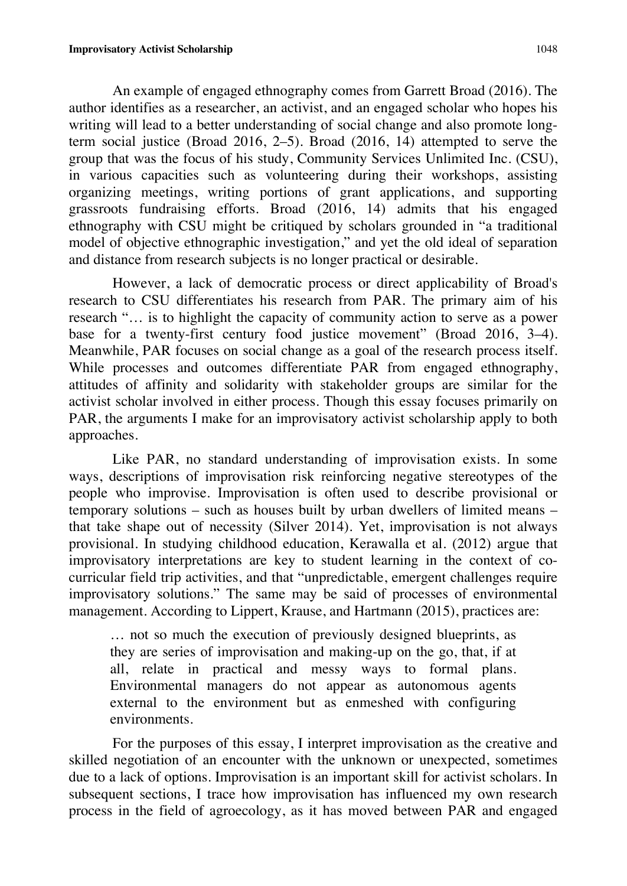An example of engaged ethnography comes from Garrett Broad (2016). The author identifies as a researcher, an activist, and an engaged scholar who hopes his writing will lead to a better understanding of social change and also promote long-term social justice (Broad 2016, 2–5). Broad (2016, 14) attempted to serve the group that was the focus of his study, Community Services Unlimited Inc. (CSU), in various capacities such as volunteering during their workshops, assisting organizing meetings, writing portions of grant applications, and supporting grassroots fundraising efforts. Broad (2016, 14) admits that his engaged ethnography with CSU might be critiqued by scholars grounded in "a traditional model of objective ethnographic investigation," and yet the old ideal of separation and distance from research subjects is no longer practical or desirable.

However, a lack of democratic process or direct applicability of Broad's research to CSU differentiates his research from PAR. The primary aim of his research "… is to highlight the capacity of community action to serve as a power base for a twenty-first century food justice movement" (Broad 2016, 3–4). Meanwhile, PAR focuses on social change as a goal of the research process itself. While processes and outcomes differentiate PAR from engaged ethnography, attitudes of affinity and solidarity with stakeholder groups are similar for the activist scholar involved in either process. Though this essay focuses primarily on PAR, the arguments I make for an improvisatory activist scholarship apply to both approaches.

Like PAR, no standard understanding of improvisation exists. In some ways, descriptions of improvisation risk reinforcing negative stereotypes of the people who improvise. Improvisation is often used to describe provisional or temporary solutions – such as houses built by urban dwellers of limited means – that take shape out of necessity (Silver 2014). Yet, improvisation is not always provisional. In studying childhood education, Kerawalla et al. (2012) argue that improvisatory interpretations are key to student learning in the context of co-curricular field trip activities, and that "unpredictable, emergent challenges require improvisatory solutions." The same may be said of processes of environmental management. According to Lippert, Krause, and Hartmann (2015), practices are:

> … not so much the execution of previously designed blueprints, as they are series of improvisation and making-up on the go, that, if at all, relate in practical and messy ways to formal plans. Environmental managers do not appear as autonomous agents external to the environment but as enmeshed with configuring environments.

For the purposes of this essay, I interpret improvisation as the creative and skilled negotiation of an encounter with the unknown or unexpected, sometimes due to a lack of options. Improvisation is an important skill for activist scholars. In subsequent sections, I trace how improvisation has influenced my own research process in the field of agroecology, as it has moved between PAR and engaged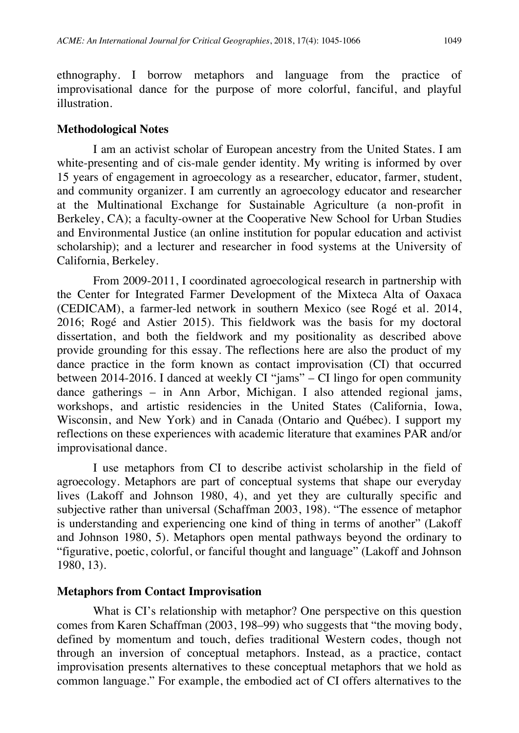ethnography. I borrow metaphors and language from the practice of improvisational dance for the purpose of more colorful, fanciful, and playful illustration.

## Methodological Notes

I am an activist scholar of European ancestry from the United States. I am white-presenting and of cis-male gender identity. My writing is informed by over 15 years of engagement in agroecology as a researcher, educator, farmer, student, and community organizer. I am currently an agroecology educator and researcher at the Multinational Exchange for Sustainable Agriculture (a non-profit in Berkeley, CA); a faculty-owner at the Cooperative New School for Urban Studies and Environmental Justice (an online institution for popular education and activist scholarship); and a lecturer and researcher in food systems at the University of California, Berkeley.

From 2009-2011, I coordinated agroecological research in partnership with the Center for Integrated Farmer Development of the Mixteca Alta of Oaxaca (CEDICAM), a farmer-led network in southern Mexico (see Rogé et al. 2014, 2016; Rogé and Astier 2015). This fieldwork was the basis for my doctoral dissertation, and both the fieldwork and my positionality as described above provide grounding for this essay. The reflections here are also the product of my dance practice in the form known as contact improvisation (CI) that occurred between 2014-2016. I danced at weekly CI "jams" – CI lingo for open community dance gatherings – in Ann Arbor, Michigan. I also attended regional jams, workshops, and artistic residencies in the United States (California, Iowa, Wisconsin, and New York) and in Canada (Ontario and Québec). I support my reflections on these experiences with academic literature that examines PAR and/or improvisational dance.

I use metaphors from CI to describe activist scholarship in the field of agroecology. Metaphors are part of conceptual systems that shape our everyday lives (Lakoff and Johnson 1980, 4), and yet they are culturally specific and subjective rather than universal (Schaffman 2003, 198). "The essence of metaphor is understanding and experiencing one kind of thing in terms of another" (Lakoff and Johnson 1980, 5). Metaphors open mental pathways beyond the ordinary to "figurative, poetic, colorful, or fanciful thought and language" (Lakoff and Johnson 1980, 13).

## Metaphors from Contact Improvisation

What is CI's relationship with metaphor? One perspective on this question comes from Karen Schaffman (2003, 198–99) who suggests that "the moving body, defined by momentum and touch, defies traditional Western codes, though not through an inversion of conceptual metaphors. Instead, as a practice, contact improvisation presents alternatives to these conceptual metaphors that we hold as common language." For example, the embodied act of CI offers alternatives to the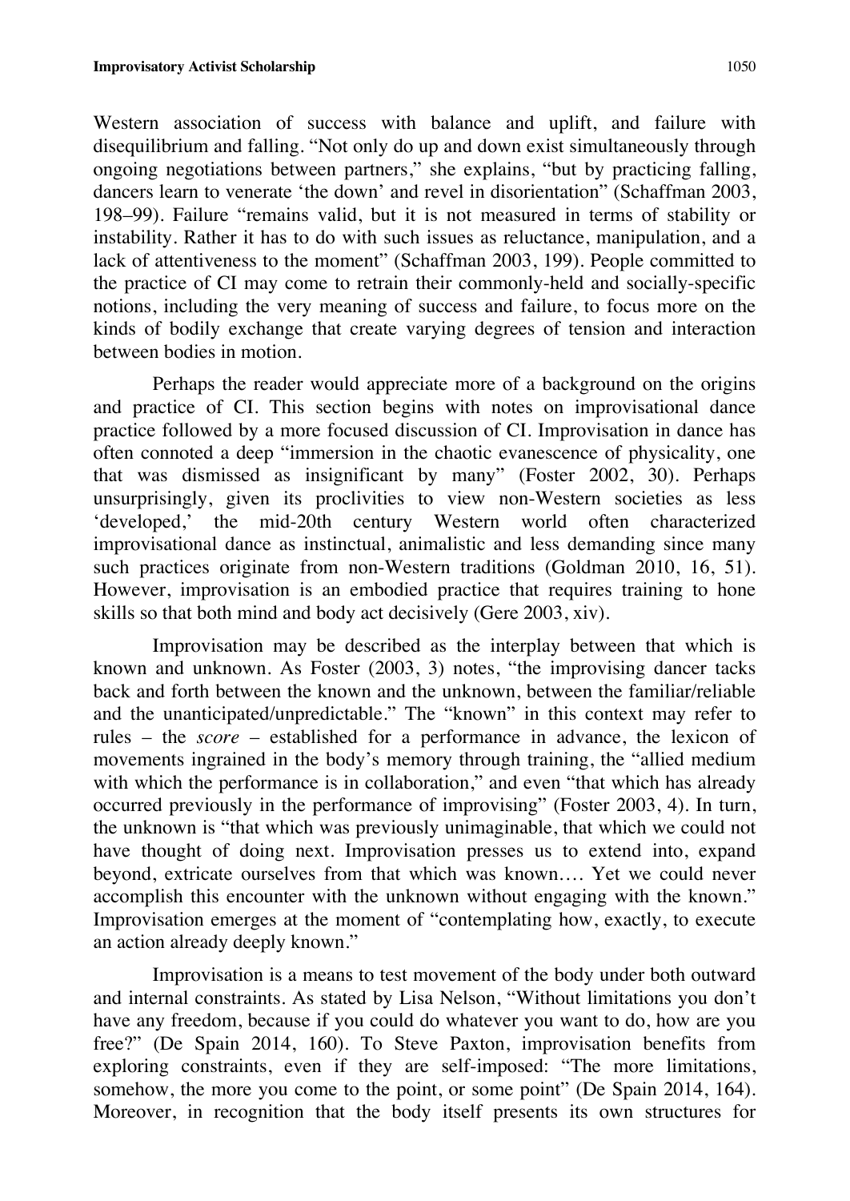Western association of success with balance and uplift, and failure with disequilibrium and falling. "Not only do up and down exist simultaneously through ongoing negotiations between partners," she explains, "but by practicing falling, dancers learn to venerate 'the down' and revel in disorientation" (Schaffman 2003, 198–99). Failure "remains valid, but it is not measured in terms of stability or instability. Rather it has to do with such issues as reluctance, manipulation, and a lack of attentiveness to the moment" (Schaffman 2003, 199). People committed to the practice of CI may come to retrain their commonly-held and socially-specific notions, including the very meaning of success and failure, to focus more on the kinds of bodily exchange that create varying degrees of tension and interaction between bodies in motion.

Perhaps the reader would appreciate more of a background on the origins and practice of CI. This section begins with notes on improvisational dance practice followed by a more focused discussion of CI. Improvisation in dance has often connoted a deep "immersion in the chaotic evanescence of physicality, one that was dismissed as insignificant by many" (Foster 2002, 30). Perhaps unsurprisingly, given its proclivities to view non-Western societies as less 'developed,' the mid-20th century Western world often characterized improvisational dance as instinctual, animalistic and less demanding since many such practices originate from non-Western traditions (Goldman 2010, 16, 51). However, improvisation is an embodied practice that requires training to hone skills so that both mind and body act decisively (Gere 2003, xiv).

Improvisation may be described as the interplay between that which is known and unknown. As Foster (2003, 3) notes, "the improvising dancer tacks back and forth between the known and the unknown, between the familiar/reliable and the unanticipated/unpredictable." The "known" in this context may refer to rules – the *score* – established for a performance in advance, the lexicon of movements ingrained in the body's memory through training, the "allied medium with which the performance is in collaboration," and even "that which has already occurred previously in the performance of improvising" (Foster 2003, 4). In turn, the unknown is "that which was previously unimaginable, that which we could not have thought of doing next. Improvisation presses us to extend into, expand beyond, extricate ourselves from that which was known…. Yet we could never accomplish this encounter with the unknown without engaging with the known." Improvisation emerges at the moment of "contemplating how, exactly, to execute an action already deeply known."

Improvisation is a means to test movement of the body under both outward and internal constraints. As stated by Lisa Nelson, "Without limitations you don't have any freedom, because if you could do whatever you want to do, how are you free?" (De Spain 2014, 160). To Steve Paxton, improvisation benefits from exploring constraints, even if they are self-imposed: "The more limitations, somehow, the more you come to the point, or some point" (De Spain 2014, 164). Moreover, in recognition that the body itself presents its own structures for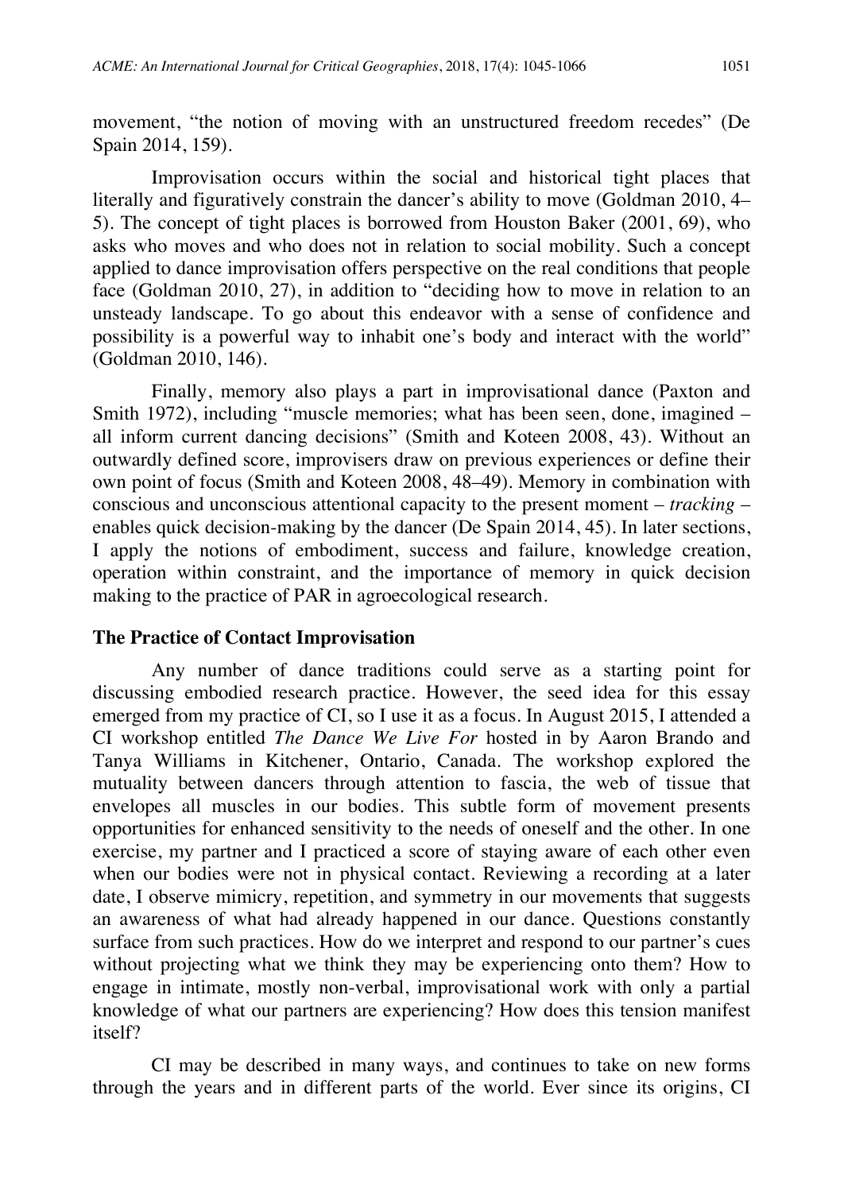movement, "the notion of moving with an unstructured freedom recedes" (De Spain 2014, 159).

Improvisation occurs within the social and historical tight places that literally and figuratively constrain the dancer's ability to move (Goldman 2010, 4–5). The concept of tight places is borrowed from Houston Baker (2001, 69), who asks who moves and who does not in relation to social mobility. Such a concept applied to dance improvisation offers perspective on the real conditions that people face (Goldman 2010, 27), in addition to "deciding how to move in relation to an unsteady landscape. To go about this endeavor with a sense of confidence and possibility is a powerful way to inhabit one's body and interact with the world" (Goldman 2010, 146).

Finally, memory also plays a part in improvisational dance (Paxton and Smith 1972), including "muscle memories; what has been seen, done, imagined – all inform current dancing decisions" (Smith and Koteen 2008, 43). Without an outwardly defined score, improvisers draw on previous experiences or define their own point of focus (Smith and Koteen 2008, 48–49). Memory in combination with conscious and unconscious attentional capacity to the present moment – *tracking* – enables quick decision-making by the dancer (De Spain 2014, 45). In later sections, I apply the notions of embodiment, success and failure, knowledge creation, operation within constraint, and the importance of memory in quick decision making to the practice of PAR in agroecological research.

## The Practice of Contact Improvisation

Any number of dance traditions could serve as a starting point for discussing embodied research practice. However, the seed idea for this essay emerged from my practice of CI, so I use it as a focus. In August 2015, I attended a CI workshop entitled *The Dance We Live For* hosted in by Aaron Brando and Tanya Williams in Kitchener, Ontario, Canada. The workshop explored the mutuality between dancers through attention to fascia, the web of tissue that envelopes all muscles in our bodies. This subtle form of movement presents opportunities for enhanced sensitivity to the needs of oneself and the other. In one exercise, my partner and I practiced a score of staying aware of each other even when our bodies were not in physical contact. Reviewing a recording at a later date, I observe mimicry, repetition, and symmetry in our movements that suggests an awareness of what had already happened in our dance. Questions constantly surface from such practices. How do we interpret and respond to our partner's cues without projecting what we think they may be experiencing onto them? How to engage in intimate, mostly non-verbal, improvisational work with only a partial knowledge of what our partners are experiencing? How does this tension manifest itself?

CI may be described in many ways, and continues to take on new forms through the years and in different parts of the world. Ever since its origins, CI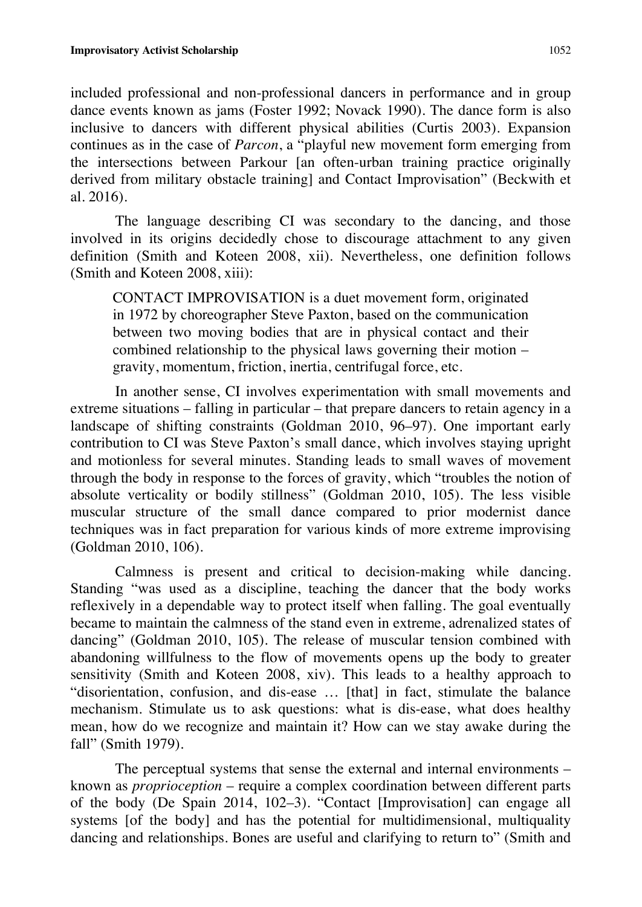included professional and non-professional dancers in performance and in group dance events known as jams (Foster 1992; Novack 1990). The dance form is also inclusive to dancers with different physical abilities (Curtis 2003). Expansion continues as in the case of *Parcon*, a "playful new movement form emerging from the intersections between Parkour [an often-urban training practice originally derived from military obstacle training] and Contact Improvisation" (Beckwith et al. 2016).

The language describing CI was secondary to the dancing, and those involved in its origins decidedly chose to discourage attachment to any given definition (Smith and Koteen 2008, xii). Nevertheless, one definition follows (Smith and Koteen 2008, xiii):

> CONTACT IMPROVISATION is a duet movement form, originated in 1972 by choreographer Steve Paxton, based on the communication between two moving bodies that are in physical contact and their combined relationship to the physical laws governing their motion – gravity, momentum, friction, inertia, centrifugal force, etc.

In another sense, CI involves experimentation with small movements and extreme situations – falling in particular – that prepare dancers to retain agency in a landscape of shifting constraints (Goldman 2010, 96–97). One important early contribution to CI was Steve Paxton's small dance, which involves staying upright and motionless for several minutes. Standing leads to small waves of movement through the body in response to the forces of gravity, which "troubles the notion of absolute verticality or bodily stillness" (Goldman 2010, 105). The less visible muscular structure of the small dance compared to prior modernist dance techniques was in fact preparation for various kinds of more extreme improvising (Goldman 2010, 106).

Calmness is present and critical to decision-making while dancing. Standing "was used as a discipline, teaching the dancer that the body works reflexively in a dependable way to protect itself when falling. The goal eventually became to maintain the calmness of the stand even in extreme, adrenalized states of dancing" (Goldman 2010, 105). The release of muscular tension combined with abandoning willfulness to the flow of movements opens up the body to greater sensitivity (Smith and Koteen 2008, xiv). This leads to a healthy approach to "disorientation, confusion, and dis-ease … [that] in fact, stimulate the balance mechanism. Stimulate us to ask questions: what is dis-ease, what does healthy mean, how do we recognize and maintain it? How can we stay awake during the fall" (Smith 1979).

The perceptual systems that sense the external and internal environments – known as *proprioception* – require a complex coordination between different parts of the body (De Spain 2014, 102–3). "Contact [Improvisation] can engage all systems [of the body] and has the potential for multidimensional, multiquality dancing and relationships. Bones are useful and clarifying to return to" (Smith and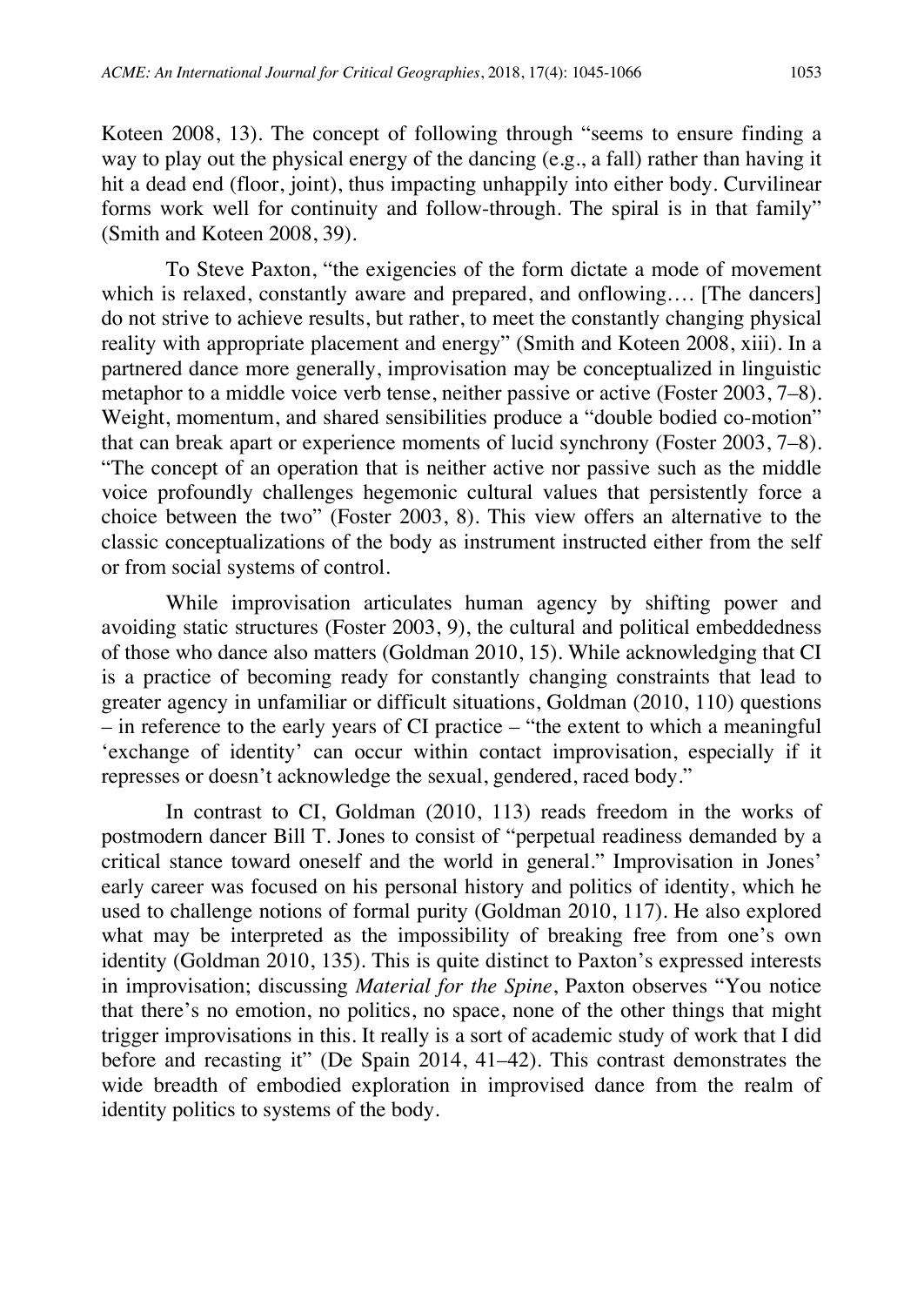Koteen 2008, 13). The concept of following through "seems to ensure finding a way to play out the physical energy of the dancing (e.g., a fall) rather than having it hit a dead end (floor, joint), thus impacting unhappily into either body. Curvilinear forms work well for continuity and follow-through. The spiral is in that family" (Smith and Koteen 2008, 39).

To Steve Paxton, "the exigencies of the form dictate a mode of movement which is relaxed, constantly aware and prepared, and onflowing.... [The dancers] do not strive to achieve results, but rather, to meet the constantly changing physical reality with appropriate placement and energy" (Smith and Koteen 2008, xiii). In a partnered dance more generally, improvisation may be conceptualized in linguistic metaphor to a middle voice verb tense, neither passive or active (Foster 2003, 7–8). Weight, momentum, and shared sensibilities produce a "double bodied co-motion" that can break apart or experience moments of lucid synchrony (Foster 2003, 7–8). "The concept of an operation that is neither active nor passive such as the middle voice profoundly challenges hegemonic cultural values that persistently force a choice between the two" (Foster 2003, 8). This view offers an alternative to the classic conceptualizations of the body as instrument instructed either from the self or from social systems of control.

While improvisation articulates human agency by shifting power and avoiding static structures (Foster 2003, 9), the cultural and political embeddedness of those who dance also matters (Goldman 2010, 15). While acknowledging that CI is a practice of becoming ready for constantly changing constraints that lead to greater agency in unfamiliar or difficult situations, Goldman (2010, 110) questions – in reference to the early years of CI practice – "the extent to which a meaningful 'exchange of identity' can occur within contact improvisation, especially if it represses or doesn't acknowledge the sexual, gendered, raced body."

In contrast to CI, Goldman (2010, 113) reads freedom in the works of postmodern dancer Bill T. Jones to consist of "perpetual readiness demanded by a critical stance toward oneself and the world in general." Improvisation in Jones' early career was focused on his personal history and politics of identity, which he used to challenge notions of formal purity (Goldman 2010, 117). He also explored what may be interpreted as the impossibility of breaking free from one's own identity (Goldman 2010, 135). This is quite distinct to Paxton's expressed interests in improvisation; discussing *Material for the Spine*, Paxton observes "You notice that there's no emotion, no politics, no space, none of the other things that might trigger improvisations in this. It really is a sort of academic study of work that I did before and recasting it" (De Spain 2014, 41–42). This contrast demonstrates the wide breadth of embodied exploration in improvised dance from the realm of identity politics to systems of the body.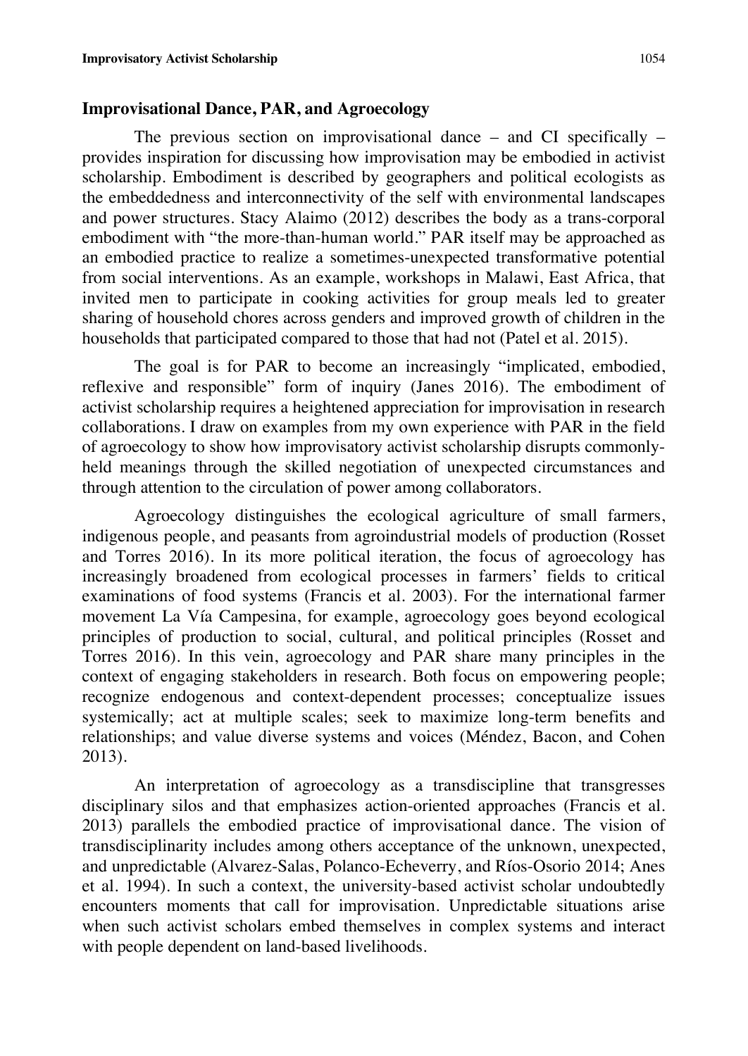## Improvisational Dance, PAR, and Agroecology

The previous section on improvisational dance – and CI specifically – provides inspiration for discussing how improvisation may be embodied in activist scholarship. Embodiment is described by geographers and political ecologists as the embeddedness and interconnectivity of the self with environmental landscapes and power structures. Stacy Alaimo (2012) describes the body as a trans-corporal embodiment with "the more-than-human world." PAR itself may be approached as an embodied practice to realize a sometimes-unexpected transformative potential from social interventions. As an example, workshops in Malawi, East Africa, that invited men to participate in cooking activities for group meals led to greater sharing of household chores across genders and improved growth of children in the households that participated compared to those that had not (Patel et al. 2015).

The goal is for PAR to become an increasingly "implicated, embodied, reflexive and responsible" form of inquiry (Janes 2016). The embodiment of activist scholarship requires a heightened appreciation for improvisation in research collaborations. I draw on examples from my own experience with PAR in the field of agroecology to show how improvisatory activist scholarship disrupts commonly-held meanings through the skilled negotiation of unexpected circumstances and through attention to the circulation of power among collaborators.

Agroecology distinguishes the ecological agriculture of small farmers, indigenous people, and peasants from agroindustrial models of production (Rosset and Torres 2016). In its more political iteration, the focus of agroecology has increasingly broadened from ecological processes in farmers' fields to critical examinations of food systems (Francis et al. 2003). For the international farmer movement La Vía Campesina, for example, agroecology goes beyond ecological principles of production to social, cultural, and political principles (Rosset and Torres 2016). In this vein, agroecology and PAR share many principles in the context of engaging stakeholders in research. Both focus on empowering people; recognize endogenous and context-dependent processes; conceptualize issues systemically; act at multiple scales; seek to maximize long-term benefits and relationships; and value diverse systems and voices (Méndez, Bacon, and Cohen 2013).

An interpretation of agroecology as a transdiscipline that transgresses disciplinary silos and that emphasizes action-oriented approaches (Francis et al. 2013) parallels the embodied practice of improvisational dance. The vision of transdisciplinarity includes among others acceptance of the unknown, unexpected, and unpredictable (Alvarez-Salas, Polanco-Echeverry, and Ríos-Osorio 2014; Anes et al. 1994). In such a context, the university-based activist scholar undoubtedly encounters moments that call for improvisation. Unpredictable situations arise when such activist scholars embed themselves in complex systems and interact with people dependent on land-based livelihoods.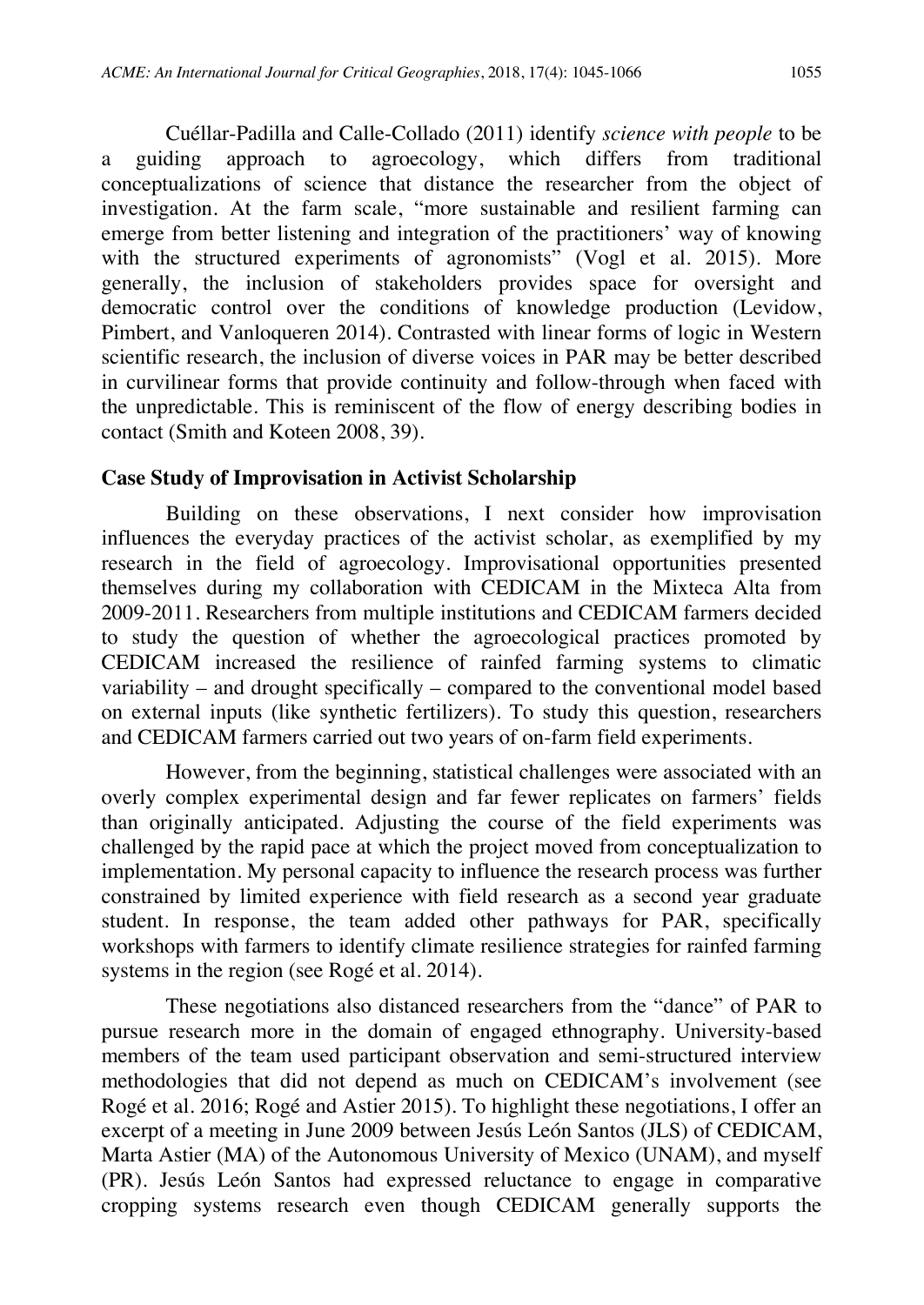Cuéllar-Padilla and Calle-Collado (2011) identify *science with people* to be a guiding approach to agroecology, which differs from traditional conceptualizations of science that distance the researcher from the object of investigation. At the farm scale, "more sustainable and resilient farming can emerge from better listening and integration of the practitioners' way of knowing with the structured experiments of agronomists" (Vogl et al. 2015). More generally, the inclusion of stakeholders provides space for oversight and democratic control over the conditions of knowledge production (Levidow, Pimbert, and Vanloqueren 2014). Contrasted with linear forms of logic in Western scientific research, the inclusion of diverse voices in PAR may be better described in curvilinear forms that provide continuity and follow-through when faced with the unpredictable. This is reminiscent of the flow of energy describing bodies in contact (Smith and Koteen 2008, 39).

## Case Study of Improvisation in Activist Scholarship

Building on these observations, I next consider how improvisation influences the everyday practices of the activist scholar, as exemplified by my research in the field of agroecology. Improvisational opportunities presented themselves during my collaboration with CEDICAM in the Mixteca Alta from 2009-2011. Researchers from multiple institutions and CEDICAM farmers decided to study the question of whether the agroecological practices promoted by CEDICAM increased the resilience of rainfed farming systems to climatic variability – and drought specifically – compared to the conventional model based on external inputs (like synthetic fertilizers). To study this question, researchers and CEDICAM farmers carried out two years of on-farm field experiments.

However, from the beginning, statistical challenges were associated with an overly complex experimental design and far fewer replicates on farmers' fields than originally anticipated. Adjusting the course of the field experiments was challenged by the rapid pace at which the project moved from conceptualization to implementation. My personal capacity to influence the research process was further constrained by limited experience with field research as a second year graduate student. In response, the team added other pathways for PAR, specifically workshops with farmers to identify climate resilience strategies for rainfed farming systems in the region (see Rogé et al. 2014).

These negotiations also distanced researchers from the "dance" of PAR to pursue research more in the domain of engaged ethnography. University-based members of the team used participant observation and semi-structured interview methodologies that did not depend as much on CEDICAM's involvement (see Rogé et al. 2016; Rogé and Astier 2015). To highlight these negotiations, I offer an excerpt of a meeting in June 2009 between Jesús León Santos (JLS) of CEDICAM, Marta Astier (MA) of the Autonomous University of Mexico (UNAM), and myself (PR). Jesús León Santos had expressed reluctance to engage in comparative cropping systems research even though CEDICAM generally supports the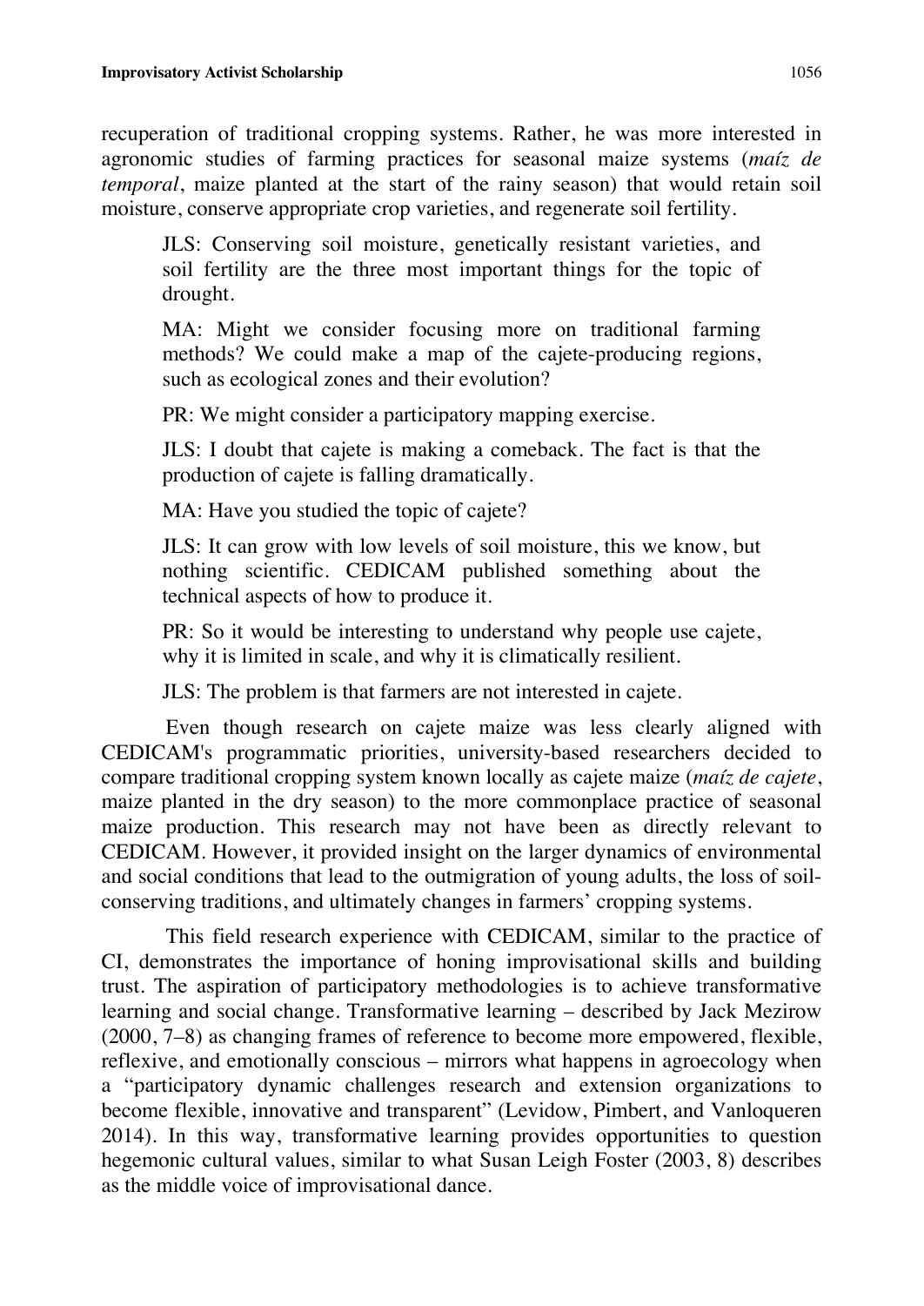recuperation of traditional cropping systems. Rather, he was more interested in agronomic studies of farming practices for seasonal maize systems (*maíz de temporal*, maize planted at the start of the rainy season) that would retain soil moisture, conserve appropriate crop varieties, and regenerate soil fertility.

> JLS: Conserving soil moisture, genetically resistant varieties, and soil fertility are the three most important things for the topic of drought.
>
> MA: Might we consider focusing more on traditional farming methods? We could make a map of the cajete-producing regions, such as ecological zones and their evolution?
>
> PR: We might consider a participatory mapping exercise.
>
> JLS: I doubt that cajete is making a comeback. The fact is that the production of cajete is falling dramatically.
>
> MA: Have you studied the topic of cajete?
>
> JLS: It can grow with low levels of soil moisture, this we know, but nothing scientific. CEDICAM published something about the technical aspects of how to produce it.
>
> PR: So it would be interesting to understand why people use cajete, why it is limited in scale, and why it is climatically resilient.
>
> JLS: The problem is that farmers are not interested in cajete.

Even though research on cajete maize was less clearly aligned with CEDICAM's programmatic priorities, university-based researchers decided to compare traditional cropping system known locally as cajete maize (*maíz de cajete*, maize planted in the dry season) to the more commonplace practice of seasonal maize production. This research may not have been as directly relevant to CEDICAM. However, it provided insight on the larger dynamics of environmental and social conditions that lead to the outmigration of young adults, the loss of soil-conserving traditions, and ultimately changes in farmers' cropping systems.

This field research experience with CEDICAM, similar to the practice of CI, demonstrates the importance of honing improvisational skills and building trust. The aspiration of participatory methodologies is to achieve transformative learning and social change. Transformative learning – described by Jack Mezirow (2000, 7–8) as changing frames of reference to become more empowered, flexible, reflexive, and emotionally conscious – mirrors what happens in agroecology when a "participatory dynamic challenges research and extension organizations to become flexible, innovative and transparent" (Levidow, Pimbert, and Vanloqueren 2014). In this way, transformative learning provides opportunities to question hegemonic cultural values, similar to what Susan Leigh Foster (2003, 8) describes as the middle voice of improvisational dance.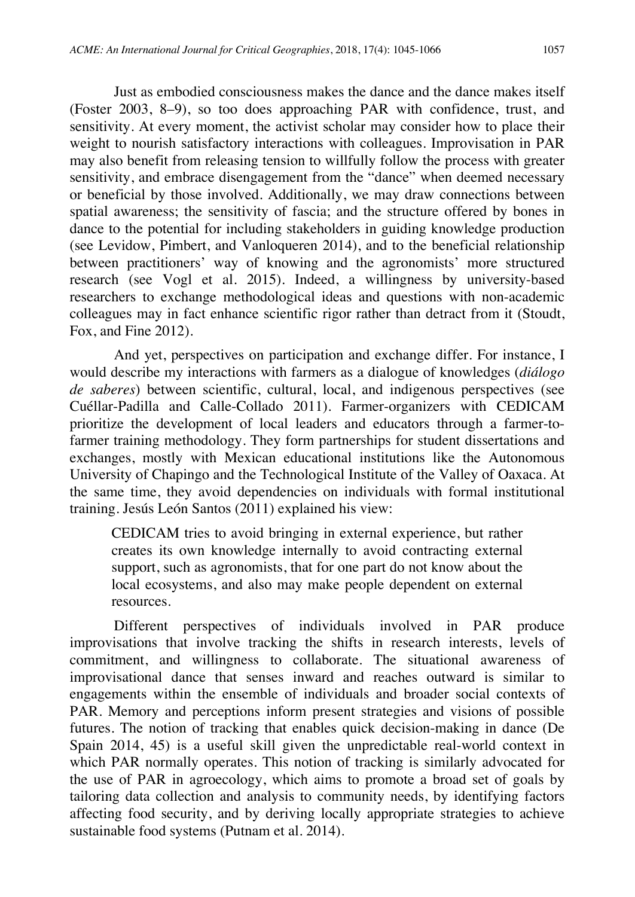Just as embodied consciousness makes the dance and the dance makes itself (Foster 2003, 8–9), so too does approaching PAR with confidence, trust, and sensitivity. At every moment, the activist scholar may consider how to place their weight to nourish satisfactory interactions with colleagues. Improvisation in PAR may also benefit from releasing tension to willfully follow the process with greater sensitivity, and embrace disengagement from the "dance" when deemed necessary or beneficial by those involved. Additionally, we may draw connections between spatial awareness; the sensitivity of fascia; and the structure offered by bones in dance to the potential for including stakeholders in guiding knowledge production (see Levidow, Pimbert, and Vanloqueren 2014), and to the beneficial relationship between practitioners' way of knowing and the agronomists' more structured research (see Vogl et al. 2015). Indeed, a willingness by university-based researchers to exchange methodological ideas and questions with non-academic colleagues may in fact enhance scientific rigor rather than detract from it (Stoudt, Fox, and Fine 2012).

And yet, perspectives on participation and exchange differ. For instance, I would describe my interactions with farmers as a dialogue of knowledges (*diálogo de saberes*) between scientific, cultural, local, and indigenous perspectives (see Cuéllar-Padilla and Calle-Collado 2011). Farmer-organizers with CEDICAM prioritize the development of local leaders and educators through a farmer-to-farmer training methodology. They form partnerships for student dissertations and exchanges, mostly with Mexican educational institutions like the Autonomous University of Chapingo and the Technological Institute of the Valley of Oaxaca. At the same time, they avoid dependencies on individuals with formal institutional training. Jesús León Santos (2011) explained his view:

> CEDICAM tries to avoid bringing in external experience, but rather creates its own knowledge internally to avoid contracting external support, such as agronomists, that for one part do not know about the local ecosystems, and also may make people dependent on external resources.

Different perspectives of individuals involved in PAR produce improvisations that involve tracking the shifts in research interests, levels of commitment, and willingness to collaborate. The situational awareness of improvisational dance that senses inward and reaches outward is similar to engagements within the ensemble of individuals and broader social contexts of PAR. Memory and perceptions inform present strategies and visions of possible futures. The notion of tracking that enables quick decision-making in dance (De Spain 2014, 45) is a useful skill given the unpredictable real-world context in which PAR normally operates. This notion of tracking is similarly advocated for the use of PAR in agroecology, which aims to promote a broad set of goals by tailoring data collection and analysis to community needs, by identifying factors affecting food security, and by deriving locally appropriate strategies to achieve sustainable food systems (Putnam et al. 2014).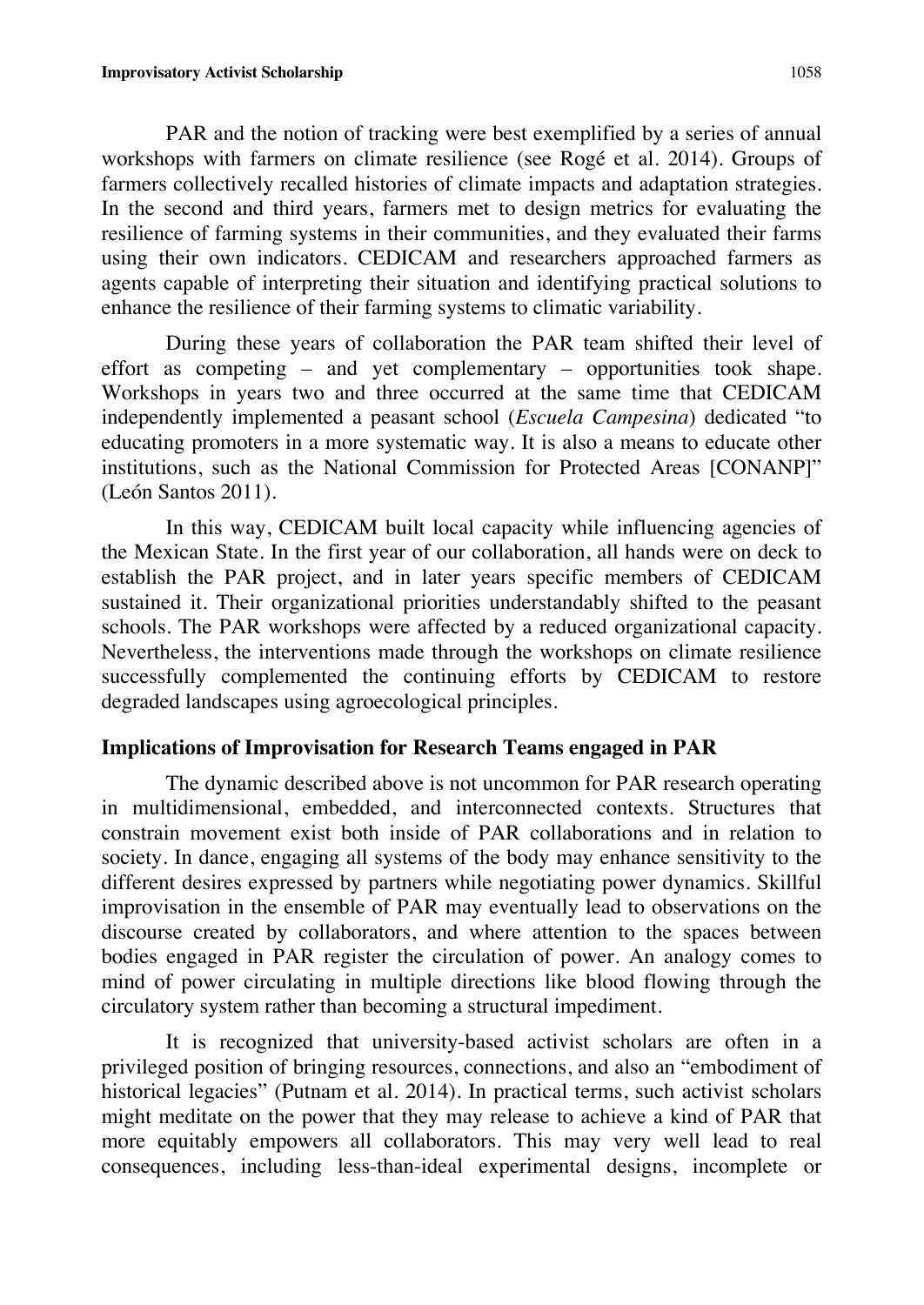PAR and the notion of tracking were best exemplified by a series of annual workshops with farmers on climate resilience (see Rogé et al. 2014). Groups of farmers collectively recalled histories of climate impacts and adaptation strategies. In the second and third years, farmers met to design metrics for evaluating the resilience of farming systems in their communities, and they evaluated their farms using their own indicators. CEDICAM and researchers approached farmers as agents capable of interpreting their situation and identifying practical solutions to enhance the resilience of their farming systems to climatic variability.

During these years of collaboration the PAR team shifted their level of effort as competing – and yet complementary – opportunities took shape. Workshops in years two and three occurred at the same time that CEDICAM independently implemented a peasant school (*Escuela Campesina*) dedicated "to educating promoters in a more systematic way. It is also a means to educate other institutions, such as the National Commission for Protected Areas [CONANP]" (León Santos 2011).

In this way, CEDICAM built local capacity while influencing agencies of the Mexican State. In the first year of our collaboration, all hands were on deck to establish the PAR project, and in later years specific members of CEDICAM sustained it. Their organizational priorities understandably shifted to the peasant schools. The PAR workshops were affected by a reduced organizational capacity. Nevertheless, the interventions made through the workshops on climate resilience successfully complemented the continuing efforts by CEDICAM to restore degraded landscapes using agroecological principles.

## Implications of Improvisation for Research Teams engaged in PAR

The dynamic described above is not uncommon for PAR research operating in multidimensional, embedded, and interconnected contexts. Structures that constrain movement exist both inside of PAR collaborations and in relation to society. In dance, engaging all systems of the body may enhance sensitivity to the different desires expressed by partners while negotiating power dynamics. Skillful improvisation in the ensemble of PAR may eventually lead to observations on the discourse created by collaborators, and where attention to the spaces between bodies engaged in PAR register the circulation of power. An analogy comes to mind of power circulating in multiple directions like blood flowing through the circulatory system rather than becoming a structural impediment.

It is recognized that university-based activist scholars are often in a privileged position of bringing resources, connections, and also an "embodiment of historical legacies" (Putnam et al. 2014). In practical terms, such activist scholars might meditate on the power that they may release to achieve a kind of PAR that more equitably empowers all collaborators. This may very well lead to real consequences, including less-than-ideal experimental designs, incomplete or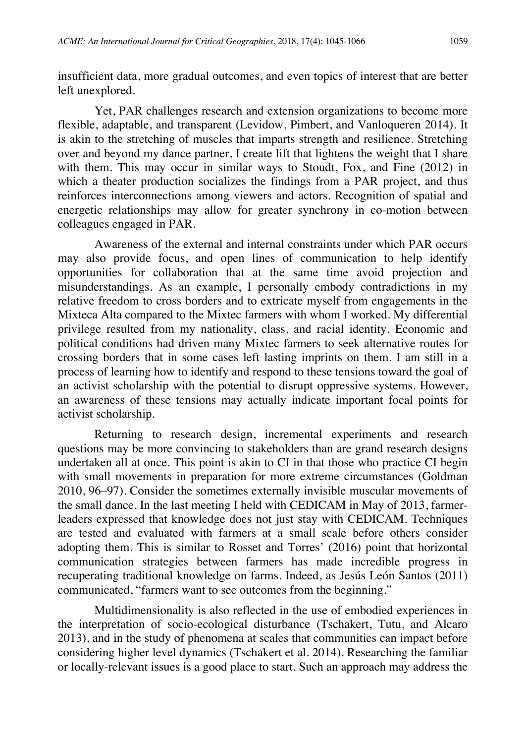insufficient data, more gradual outcomes, and even topics of interest that are better left unexplored.

Yet, PAR challenges research and extension organizations to become more flexible, adaptable, and transparent (Levidow, Pimbert, and Vanloqueren 2014). It is akin to the stretching of muscles that imparts strength and resilience. Stretching over and beyond my dance partner, I create lift that lightens the weight that I share with them. This may occur in similar ways to Stoudt, Fox, and Fine (2012) in which a theater production socializes the findings from a PAR project, and thus reinforces interconnections among viewers and actors. Recognition of spatial and energetic relationships may allow for greater synchrony in co-motion between colleagues engaged in PAR.

Awareness of the external and internal constraints under which PAR occurs may also provide focus, and open lines of communication to help identify opportunities for collaboration that at the same time avoid projection and misunderstandings. As an example, I personally embody contradictions in my relative freedom to cross borders and to extricate myself from engagements in the Mixteca Alta compared to the Mixtec farmers with whom I worked. My differential privilege resulted from my nationality, class, and racial identity. Economic and political conditions had driven many Mixtec farmers to seek alternative routes for crossing borders that in some cases left lasting imprints on them. I am still in a process of learning how to identify and respond to these tensions toward the goal of an activist scholarship with the potential to disrupt oppressive systems. However, an awareness of these tensions may actually indicate important focal points for activist scholarship.

Returning to research design, incremental experiments and research questions may be more convincing to stakeholders than are grand research designs undertaken all at once. This point is akin to CI in that those who practice CI begin with small movements in preparation for more extreme circumstances (Goldman 2010, 96–97). Consider the sometimes externally invisible muscular movements of the small dance. In the last meeting I held with CEDICAM in May of 2013, farmer-leaders expressed that knowledge does not just stay with CEDICAM. Techniques are tested and evaluated with farmers at a small scale before others consider adopting them. This is similar to Rosset and Torres' (2016) point that horizontal communication strategies between farmers has made incredible progress in recuperating traditional knowledge on farms. Indeed, as Jesús León Santos (2011) communicated, "farmers want to see outcomes from the beginning."

Multidimensionality is also reflected in the use of embodied experiences in the interpretation of socio-ecological disturbance (Tschakert, Tutu, and Alcaro 2013), and in the study of phenomena at scales that communities can impact before considering higher level dynamics (Tschakert et al. 2014). Researching the familiar or locally-relevant issues is a good place to start. Such an approach may address the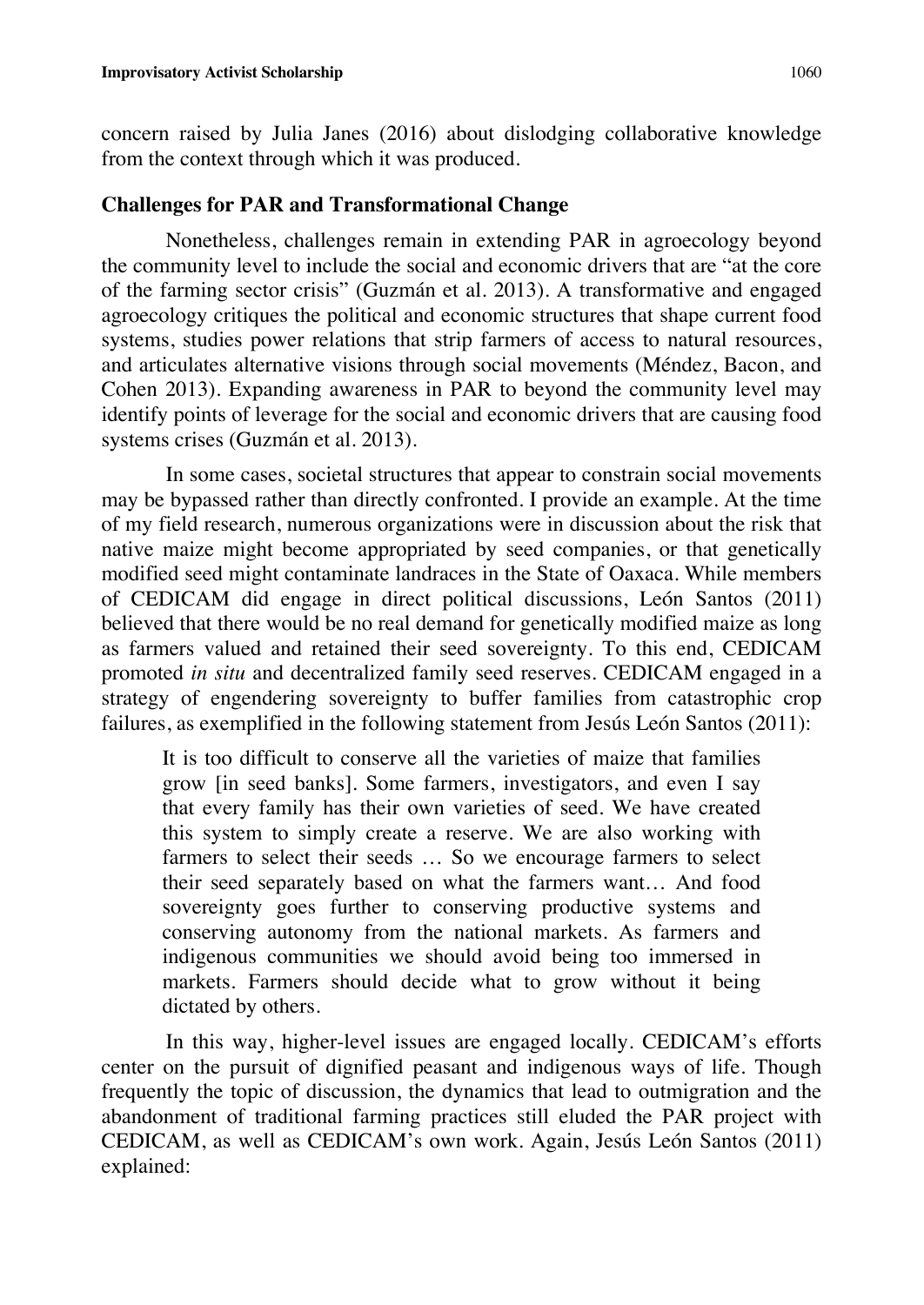concern raised by Julia Janes (2016) about dislodging collaborative knowledge from the context through which it was produced.

## Challenges for PAR and Transformational Change

Nonetheless, challenges remain in extending PAR in agroecology beyond the community level to include the social and economic drivers that are "at the core of the farming sector crisis" (Guzmán et al. 2013). A transformative and engaged agroecology critiques the political and economic structures that shape current food systems, studies power relations that strip farmers of access to natural resources, and articulates alternative visions through social movements (Méndez, Bacon, and Cohen 2013). Expanding awareness in PAR to beyond the community level may identify points of leverage for the social and economic drivers that are causing food systems crises (Guzmán et al. 2013).

In some cases, societal structures that appear to constrain social movements may be bypassed rather than directly confronted. I provide an example. At the time of my field research, numerous organizations were in discussion about the risk that native maize might become appropriated by seed companies, or that genetically modified seed might contaminate landraces in the State of Oaxaca. While members of CEDICAM did engage in direct political discussions, León Santos (2011) believed that there would be no real demand for genetically modified maize as long as farmers valued and retained their seed sovereignty. To this end, CEDICAM promoted *in situ* and decentralized family seed reserves. CEDICAM engaged in a strategy of engendering sovereignty to buffer families from catastrophic crop failures, as exemplified in the following statement from Jesús León Santos (2011):

> It is too difficult to conserve all the varieties of maize that families grow [in seed banks]. Some farmers, investigators, and even I say that every family has their own varieties of seed. We have created this system to simply create a reserve. We are also working with farmers to select their seeds … So we encourage farmers to select their seed separately based on what the farmers want… And food sovereignty goes further to conserving productive systems and conserving autonomy from the national markets. As farmers and indigenous communities we should avoid being too immersed in markets. Farmers should decide what to grow without it being dictated by others.

In this way, higher-level issues are engaged locally. CEDICAM's efforts center on the pursuit of dignified peasant and indigenous ways of life. Though frequently the topic of discussion, the dynamics that lead to outmigration and the abandonment of traditional farming practices still eluded the PAR project with CEDICAM, as well as CEDICAM's own work. Again, Jesús León Santos (2011) explained: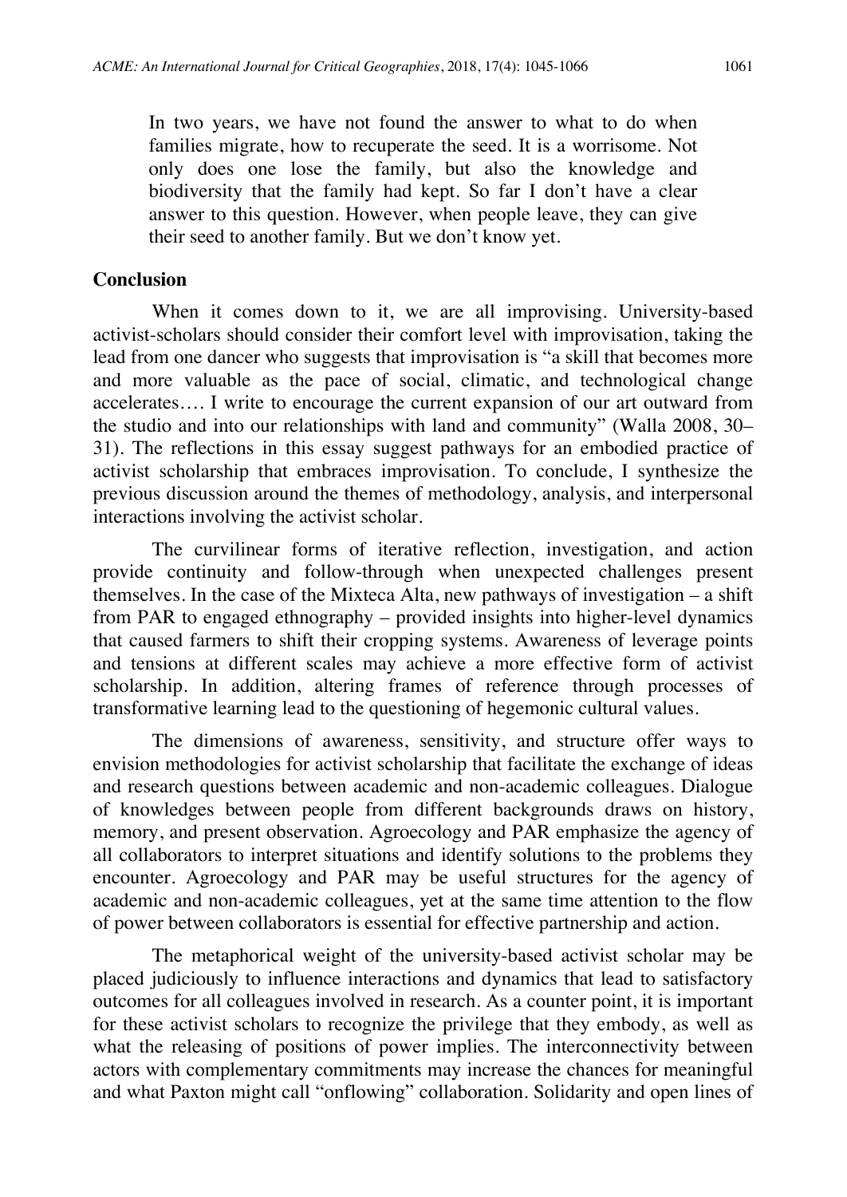> In two years, we have not found the answer to what to do when families migrate, how to recuperate the seed. It is a worrisome. Not only does one lose the family, but also the knowledge and biodiversity that the family had kept. So far I don't have a clear answer to this question. However, when people leave, they can give their seed to another family. But we don't know yet.

## Conclusion

When it comes down to it, we are all improvising. University-based activist-scholars should consider their comfort level with improvisation, taking the lead from one dancer who suggests that improvisation is "a skill that becomes more and more valuable as the pace of social, climatic, and technological change accelerates…. I write to encourage the current expansion of our art outward from the studio and into our relationships with land and community" (Walla 2008, 30–31). The reflections in this essay suggest pathways for an embodied practice of activist scholarship that embraces improvisation. To conclude, I synthesize the previous discussion around the themes of methodology, analysis, and interpersonal interactions involving the activist scholar.

The curvilinear forms of iterative reflection, investigation, and action provide continuity and follow-through when unexpected challenges present themselves. In the case of the Mixteca Alta, new pathways of investigation – a shift from PAR to engaged ethnography – provided insights into higher-level dynamics that caused farmers to shift their cropping systems. Awareness of leverage points and tensions at different scales may achieve a more effective form of activist scholarship. In addition, altering frames of reference through processes of transformative learning lead to the questioning of hegemonic cultural values.

The dimensions of awareness, sensitivity, and structure offer ways to envision methodologies for activist scholarship that facilitate the exchange of ideas and research questions between academic and non-academic colleagues. Dialogue of knowledges between people from different backgrounds draws on history, memory, and present observation. Agroecology and PAR emphasize the agency of all collaborators to interpret situations and identify solutions to the problems they encounter. Agroecology and PAR may be useful structures for the agency of academic and non-academic colleagues, yet at the same time attention to the flow of power between collaborators is essential for effective partnership and action.

The metaphorical weight of the university-based activist scholar may be placed judiciously to influence interactions and dynamics that lead to satisfactory outcomes for all colleagues involved in research. As a counter point, it is important for these activist scholars to recognize the privilege that they embody, as well as what the releasing of positions of power implies. The interconnectivity between actors with complementary commitments may increase the chances for meaningful and what Paxton might call "onflowing" collaboration. Solidarity and open lines of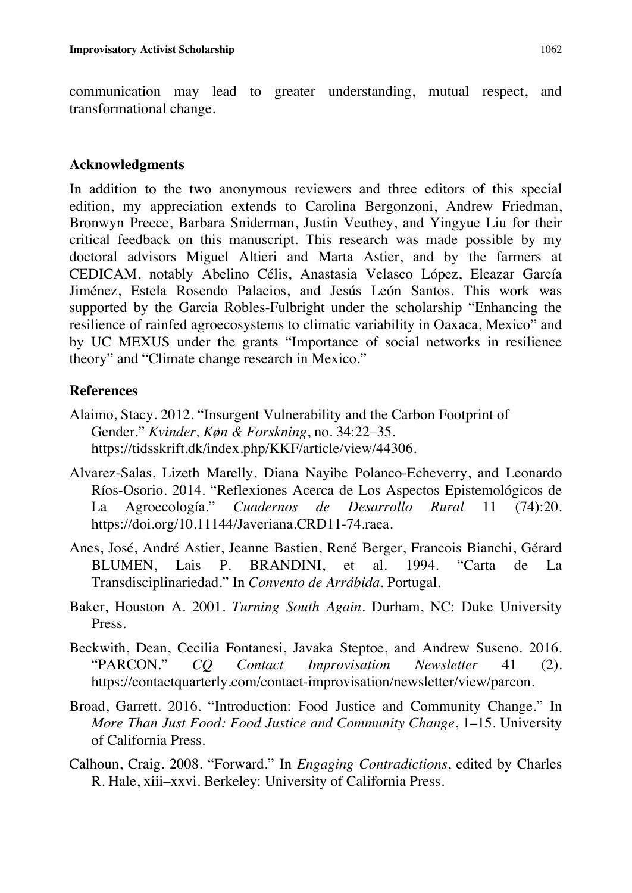communication may lead to greater understanding, mutual respect, and transformational change.

## Acknowledgments

In addition to the two anonymous reviewers and three editors of this special edition, my appreciation extends to Carolina Bergonzoni, Andrew Friedman, Bronwyn Preece, Barbara Sniderman, Justin Veuthey, and Yingyue Liu for their critical feedback on this manuscript. This research was made possible by my doctoral advisors Miguel Altieri and Marta Astier, and by the farmers at CEDICAM, notably Abelino Célis, Anastasia Velasco López, Eleazar García Jiménez, Estela Rosendo Palacios, and Jesús León Santos. This work was supported by the Garcia Robles-Fulbright under the scholarship "Enhancing the resilience of rainfed agroecosystems to climatic variability in Oaxaca, Mexico" and by UC MEXUS under the grants "Importance of social networks in resilience theory" and "Climate change research in Mexico."

## References

Alaimo, Stacy. 2012. "Insurgent Vulnerability and the Carbon Footprint of Gender." *Kvinder, Køn & Forskning*, no. 34:22–35. https://tidsskrift.dk/index.php/KKF/article/view/44306.

Alvarez-Salas, Lizeth Marelly, Diana Nayibe Polanco-Echeverry, and Leonardo Ríos-Osorio. 2014. "Reflexiones Acerca de Los Aspectos Epistemológicos de La Agroecología." *Cuadernos de Desarrollo Rural* 11 (74):20. https://doi.org/10.11144/Javeriana.CRD11-74.raea.

Anes, José, André Astier, Jeanne Bastien, René Berger, Francois Bianchi, Gérard BLUMEN, Lais P. BRANDINI, et al. 1994. "Carta de La Transdisciplinariedad." In *Convento de Arrábida*. Portugal.

Baker, Houston A. 2001. *Turning South Again*. Durham, NC: Duke University Press.

Beckwith, Dean, Cecilia Fontanesi, Javaka Steptoe, and Andrew Suseno. 2016. "PARCON." *CQ Contact Improvisation Newsletter* 41 (2). https://contactquarterly.com/contact-improvisation/newsletter/view/parcon.

Broad, Garrett. 2016. "Introduction: Food Justice and Community Change." In *More Than Just Food: Food Justice and Community Change*, 1–15. University of California Press.

Calhoun, Craig. 2008. "Forward." In *Engaging Contradictions*, edited by Charles R. Hale, xiii–xxvi. Berkeley: University of California Press.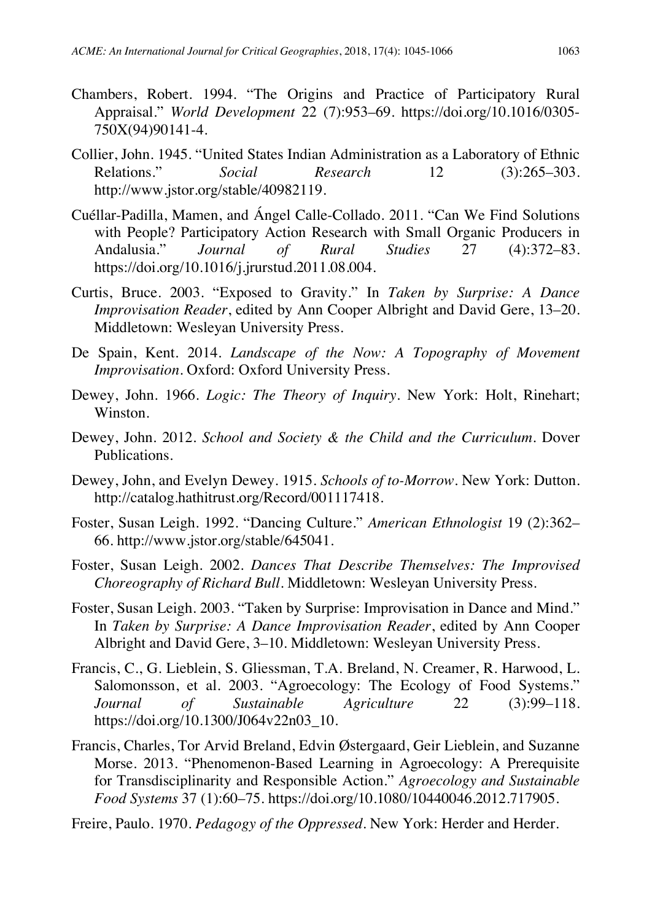Chambers, Robert. 1994. "The Origins and Practice of Participatory Rural Appraisal." *World Development* 22 (7):953–69. https://doi.org/10.1016/0305-750X(94)90141-4.

Collier, John. 1945. "United States Indian Administration as a Laboratory of Ethnic Relations." *Social Research* 12 (3):265–303. http://www.jstor.org/stable/40982119.

Cuéllar-Padilla, Mamen, and Ángel Calle-Collado. 2011. "Can We Find Solutions with People? Participatory Action Research with Small Organic Producers in Andalusia." *Journal of Rural Studies* 27 (4):372–83. https://doi.org/10.1016/j.jrurstud.2011.08.004.

Curtis, Bruce. 2003. "Exposed to Gravity." In *Taken by Surprise: A Dance Improvisation Reader*, edited by Ann Cooper Albright and David Gere, 13–20. Middletown: Wesleyan University Press.

De Spain, Kent. 2014. *Landscape of the Now: A Topography of Movement Improvisation*. Oxford: Oxford University Press.

Dewey, John. 1966. *Logic: The Theory of Inquiry*. New York: Holt, Rinehart; Winston.

Dewey, John. 2012. *School and Society & the Child and the Curriculum*. Dover Publications.

Dewey, John, and Evelyn Dewey. 1915. *Schools of to-Morrow*. New York: Dutton. http://catalog.hathitrust.org/Record/001117418.

Foster, Susan Leigh. 1992. "Dancing Culture." *American Ethnologist* 19 (2):362–66. http://www.jstor.org/stable/645041.

Foster, Susan Leigh. 2002. *Dances That Describe Themselves: The Improvised Choreography of Richard Bull*. Middletown: Wesleyan University Press.

Foster, Susan Leigh. 2003. "Taken by Surprise: Improvisation in Dance and Mind." In *Taken by Surprise: A Dance Improvisation Reader*, edited by Ann Cooper Albright and David Gere, 3–10. Middletown: Wesleyan University Press.

Francis, C., G. Lieblein, S. Gliessman, T.A. Breland, N. Creamer, R. Harwood, L. Salomonsson, et al. 2003. "Agroecology: The Ecology of Food Systems." *Journal of Sustainable Agriculture* 22 (3):99–118. https://doi.org/10.1300/J064v22n03_10.

Francis, Charles, Tor Arvid Breland, Edvin Østergaard, Geir Lieblein, and Suzanne Morse. 2013. "Phenomenon-Based Learning in Agroecology: A Prerequisite for Transdisciplinarity and Responsible Action." *Agroecology and Sustainable Food Systems* 37 (1):60–75. https://doi.org/10.1080/10440046.2012.717905.

Freire, Paulo. 1970. *Pedagogy of the Oppressed*. New York: Herder and Herder.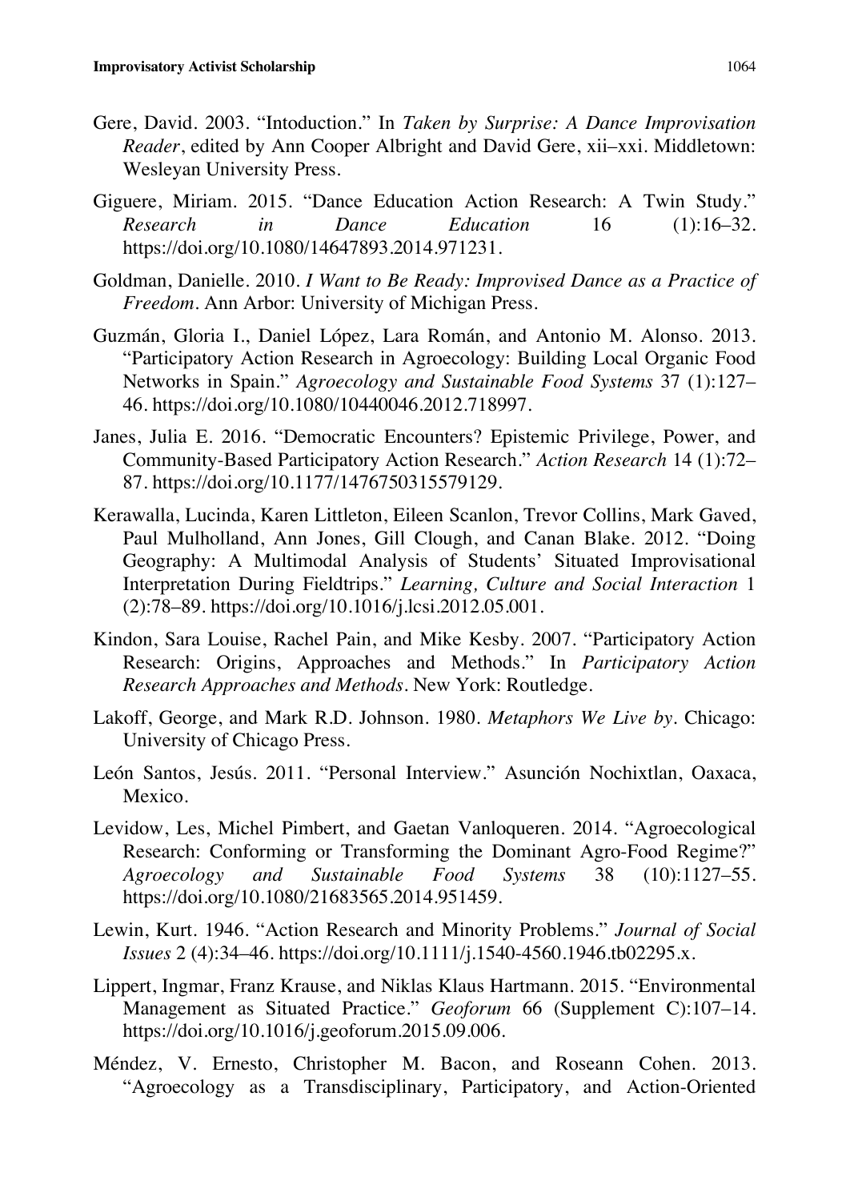Gere, David. 2003. "Intoduction." In *Taken by Surprise: A Dance Improvisation Reader*, edited by Ann Cooper Albright and David Gere, xii–xxi. Middletown: Wesleyan University Press.

Giguere, Miriam. 2015. "Dance Education Action Research: A Twin Study." *Research in Dance Education* 16 (1):16–32. https://doi.org/10.1080/14647893.2014.971231.

Goldman, Danielle. 2010. *I Want to Be Ready: Improvised Dance as a Practice of Freedom*. Ann Arbor: University of Michigan Press.

Guzmán, Gloria I., Daniel López, Lara Román, and Antonio M. Alonso. 2013. "Participatory Action Research in Agroecology: Building Local Organic Food Networks in Spain." *Agroecology and Sustainable Food Systems* 37 (1):127–46. https://doi.org/10.1080/10440046.2012.718997.

Janes, Julia E. 2016. "Democratic Encounters? Epistemic Privilege, Power, and Community-Based Participatory Action Research." *Action Research* 14 (1):72–87. https://doi.org/10.1177/1476750315579129.

Kerawalla, Lucinda, Karen Littleton, Eileen Scanlon, Trevor Collins, Mark Gaved, Paul Mulholland, Ann Jones, Gill Clough, and Canan Blake. 2012. "Doing Geography: A Multimodal Analysis of Students' Situated Improvisational Interpretation During Fieldtrips." *Learning, Culture and Social Interaction* 1 (2):78–89. https://doi.org/10.1016/j.lcsi.2012.05.001.

Kindon, Sara Louise, Rachel Pain, and Mike Kesby. 2007. "Participatory Action Research: Origins, Approaches and Methods." In *Participatory Action Research Approaches and Methods*. New York: Routledge.

Lakoff, George, and Mark R.D. Johnson. 1980. *Metaphors We Live by*. Chicago: University of Chicago Press.

León Santos, Jesús. 2011. "Personal Interview." Asunción Nochixtlan, Oaxaca, Mexico.

Levidow, Les, Michel Pimbert, and Gaetan Vanloqueren. 2014. "Agroecological Research: Conforming or Transforming the Dominant Agro-Food Regime?" *Agroecology and Sustainable Food Systems* 38 (10):1127–55. https://doi.org/10.1080/21683565.2014.951459.

Lewin, Kurt. 1946. "Action Research and Minority Problems." *Journal of Social Issues* 2 (4):34–46. https://doi.org/10.1111/j.1540-4560.1946.tb02295.x.

Lippert, Ingmar, Franz Krause, and Niklas Klaus Hartmann. 2015. "Environmental Management as Situated Practice." *Geoforum* 66 (Supplement C):107–14. https://doi.org/10.1016/j.geoforum.2015.09.006.

Méndez, V. Ernesto, Christopher M. Bacon, and Roseann Cohen. 2013. "Agroecology as a Transdisciplinary, Participatory, and Action-Oriented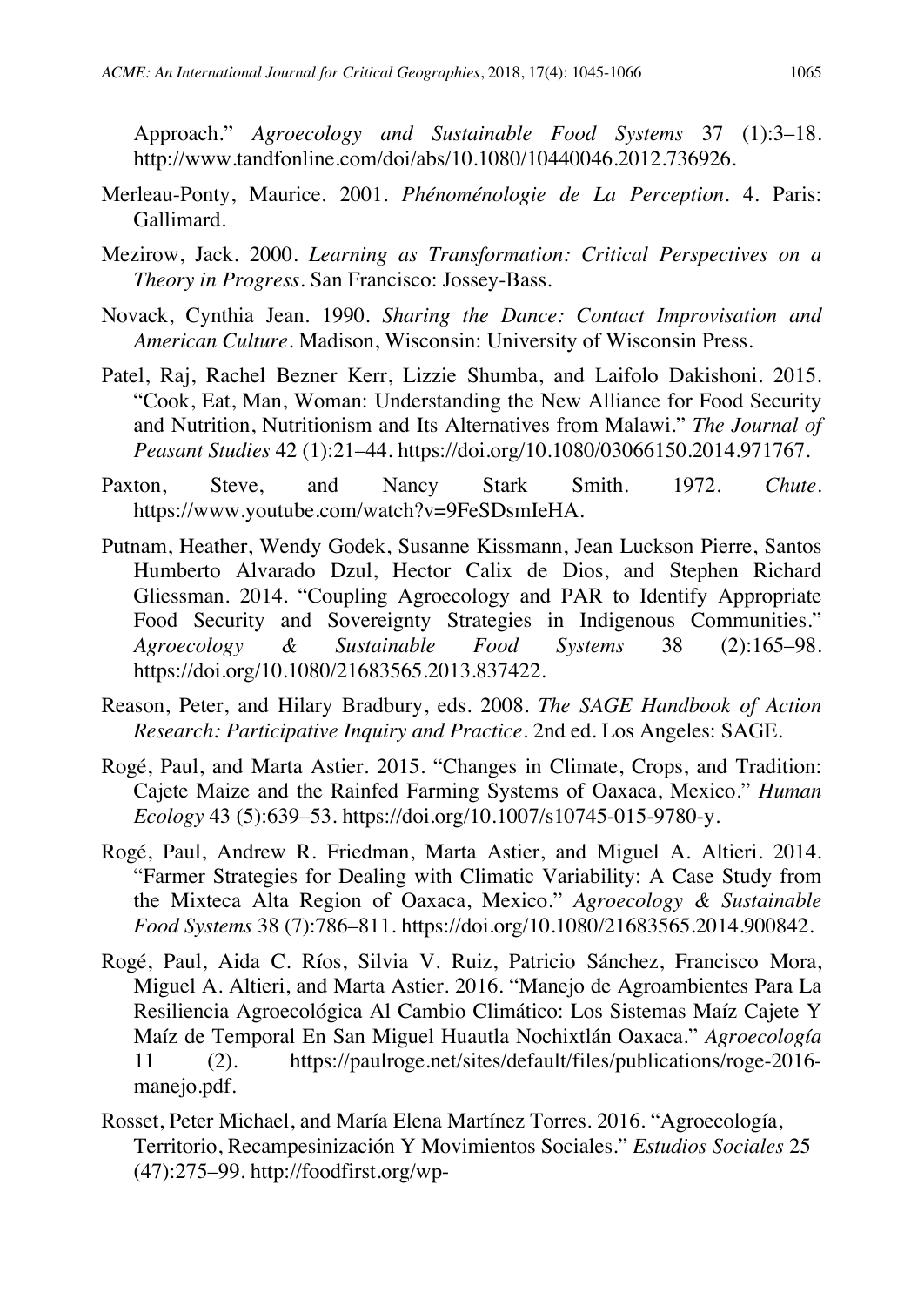Approach." *Agroecology and Sustainable Food Systems* 37 (1):3–18. http://www.tandfonline.com/doi/abs/10.1080/10440046.2012.736926.

Merleau-Ponty, Maurice. 2001. *Phénoménologie de La Perception*. 4. Paris: Gallimard.

Mezirow, Jack. 2000. *Learning as Transformation: Critical Perspectives on a Theory in Progress*. San Francisco: Jossey-Bass.

Novack, Cynthia Jean. 1990. *Sharing the Dance: Contact Improvisation and American Culture*. Madison, Wisconsin: University of Wisconsin Press.

Patel, Raj, Rachel Bezner Kerr, Lizzie Shumba, and Laifolo Dakishoni. 2015. "Cook, Eat, Man, Woman: Understanding the New Alliance for Food Security and Nutrition, Nutritionism and Its Alternatives from Malawi." *The Journal of Peasant Studies* 42 (1):21–44. https://doi.org/10.1080/03066150.2014.971767.

Paxton, Steve, and Nancy Stark Smith. 1972. *Chute*. https://www.youtube.com/watch?v=9FeSDsmIeHA.

Putnam, Heather, Wendy Godek, Susanne Kissmann, Jean Luckson Pierre, Santos Humberto Alvarado Dzul, Hector Calix de Dios, and Stephen Richard Gliessman. 2014. "Coupling Agroecology and PAR to Identify Appropriate Food Security and Sovereignty Strategies in Indigenous Communities." *Agroecology & Sustainable Food Systems* 38 (2):165–98. https://doi.org/10.1080/21683565.2013.837422.

Reason, Peter, and Hilary Bradbury, eds. 2008. *The SAGE Handbook of Action Research: Participative Inquiry and Practice*. 2nd ed. Los Angeles: SAGE.

Rogé, Paul, and Marta Astier. 2015. "Changes in Climate, Crops, and Tradition: Cajete Maize and the Rainfed Farming Systems of Oaxaca, Mexico." *Human Ecology* 43 (5):639–53. https://doi.org/10.1007/s10745-015-9780-y.

Rogé, Paul, Andrew R. Friedman, Marta Astier, and Miguel A. Altieri. 2014. "Farmer Strategies for Dealing with Climatic Variability: A Case Study from the Mixteca Alta Region of Oaxaca, Mexico." *Agroecology & Sustainable Food Systems* 38 (7):786–811. https://doi.org/10.1080/21683565.2014.900842.

Rogé, Paul, Aida C. Ríos, Silvia V. Ruiz, Patricio Sánchez, Francisco Mora, Miguel A. Altieri, and Marta Astier. 2016. "Manejo de Agroambientes Para La Resiliencia Agroecológica Al Cambio Climático: Los Sistemas Maíz Cajete Y Maíz de Temporal En San Miguel Huautla Nochixtlán Oaxaca." *Agroecología* 11 (2). https://paulroge.net/sites/default/files/publications/roge-2016-manejo.pdf.

Rosset, Peter Michael, and María Elena Martínez Torres. 2016. "Agroecología, Territorio, Recampesinización Y Movimientos Sociales." *Estudios Sociales* 25 (47):275–99. http://foodfirst.org/wp-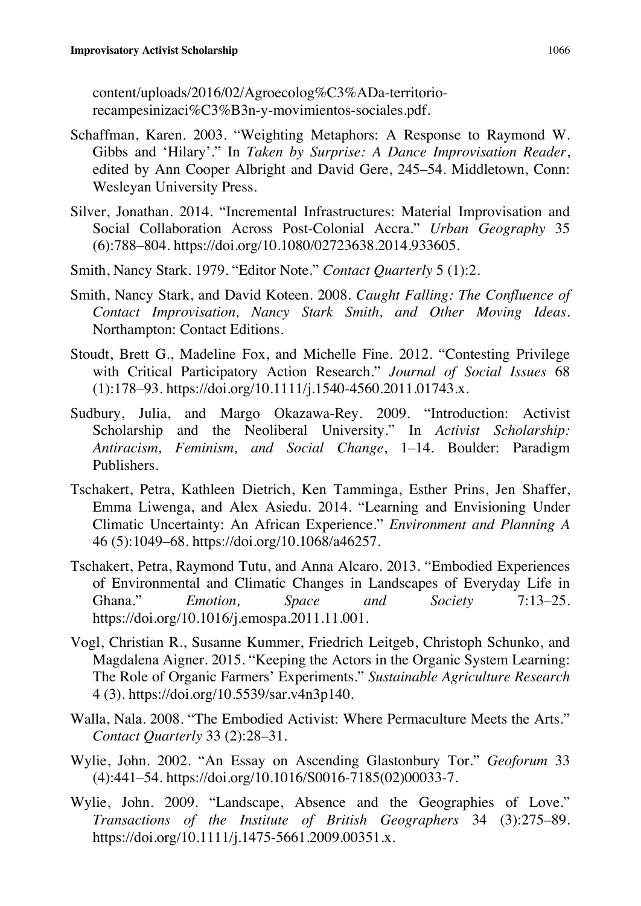content/uploads/2016/02/Agroecolog%C3%ADa-territorio-recampesinizaci%C3%B3n-y-movimientos-sociales.pdf.

Schaffman, Karen. 2003. "Weighting Metaphors: A Response to Raymond W. Gibbs and 'Hilary'." In *Taken by Surprise: A Dance Improvisation Reader*, edited by Ann Cooper Albright and David Gere, 245–54. Middletown, Conn: Wesleyan University Press.

Silver, Jonathan. 2014. "Incremental Infrastructures: Material Improvisation and Social Collaboration Across Post-Colonial Accra." *Urban Geography* 35 (6):788–804. https://doi.org/10.1080/02723638.2014.933605.

Smith, Nancy Stark. 1979. "Editor Note." *Contact Quarterly* 5 (1):2.

Smith, Nancy Stark, and David Koteen. 2008. *Caught Falling: The Confluence of Contact Improvisation, Nancy Stark Smith, and Other Moving Ideas*. Northampton: Contact Editions.

Stoudt, Brett G., Madeline Fox, and Michelle Fine. 2012. "Contesting Privilege with Critical Participatory Action Research." *Journal of Social Issues* 68 (1):178–93. https://doi.org/10.1111/j.1540-4560.2011.01743.x.

Sudbury, Julia, and Margo Okazawa-Rey. 2009. "Introduction: Activist Scholarship and the Neoliberal University." In *Activist Scholarship: Antiracism, Feminism, and Social Change*, 1–14. Boulder: Paradigm Publishers.

Tschakert, Petra, Kathleen Dietrich, Ken Tamminga, Esther Prins, Jen Shaffer, Emma Liwenga, and Alex Asiedu. 2014. "Learning and Envisioning Under Climatic Uncertainty: An African Experience." *Environment and Planning A* 46 (5):1049–68. https://doi.org/10.1068/a46257.

Tschakert, Petra, Raymond Tutu, and Anna Alcaro. 2013. "Embodied Experiences of Environmental and Climatic Changes in Landscapes of Everyday Life in Ghana." *Emotion, Space and Society* 7:13–25. https://doi.org/10.1016/j.emospa.2011.11.001.

Vogl, Christian R., Susanne Kummer, Friedrich Leitgeb, Christoph Schunko, and Magdalena Aigner. 2015. "Keeping the Actors in the Organic System Learning: The Role of Organic Farmers' Experiments." *Sustainable Agriculture Research* 4 (3). https://doi.org/10.5539/sar.v4n3p140.

Walla, Nala. 2008. "The Embodied Activist: Where Permaculture Meets the Arts." *Contact Quarterly* 33 (2):28–31.

Wylie, John. 2002. "An Essay on Ascending Glastonbury Tor." *Geoforum* 33 (4):441–54. https://doi.org/10.1016/S0016-7185(02)00033-7.

Wylie, John. 2009. "Landscape, Absence and the Geographies of Love." *Transactions of the Institute of British Geographers* 34 (3):275–89. https://doi.org/10.1111/j.1475-5661.2009.00351.x.